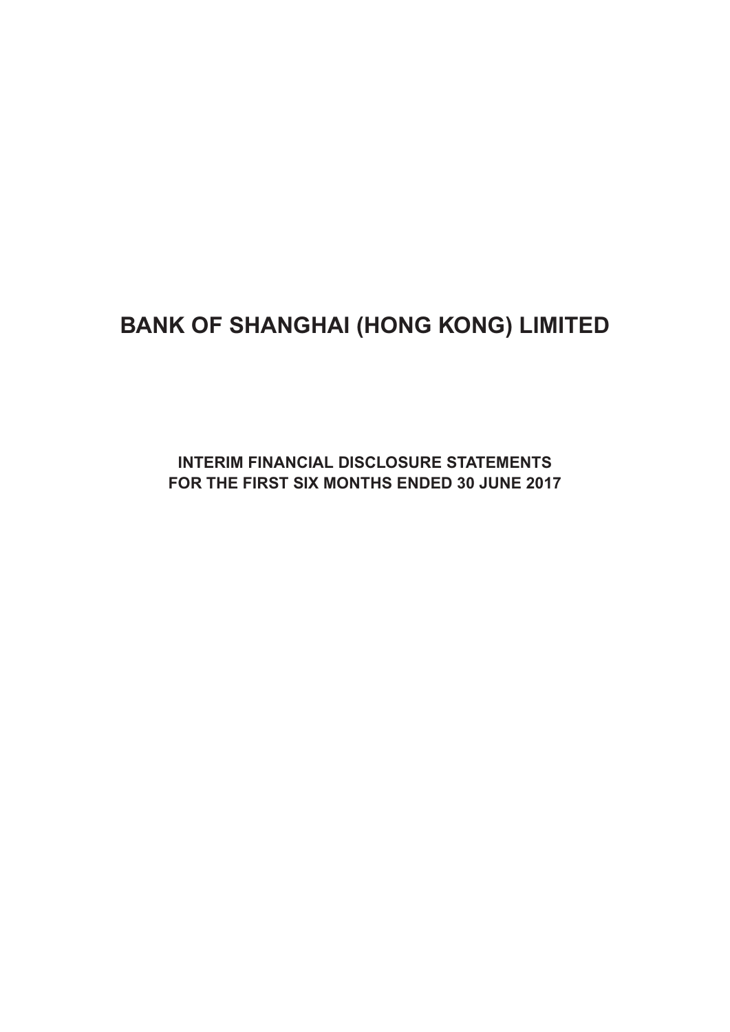# BANK OF SHANGHAI (HONG KONG) LIMITED

## INTERIM FINANCIAL DISCLOSURE STATEMENTS
## FOR THE FIRST SIX MONTHS ENDED 30 JUNE 2017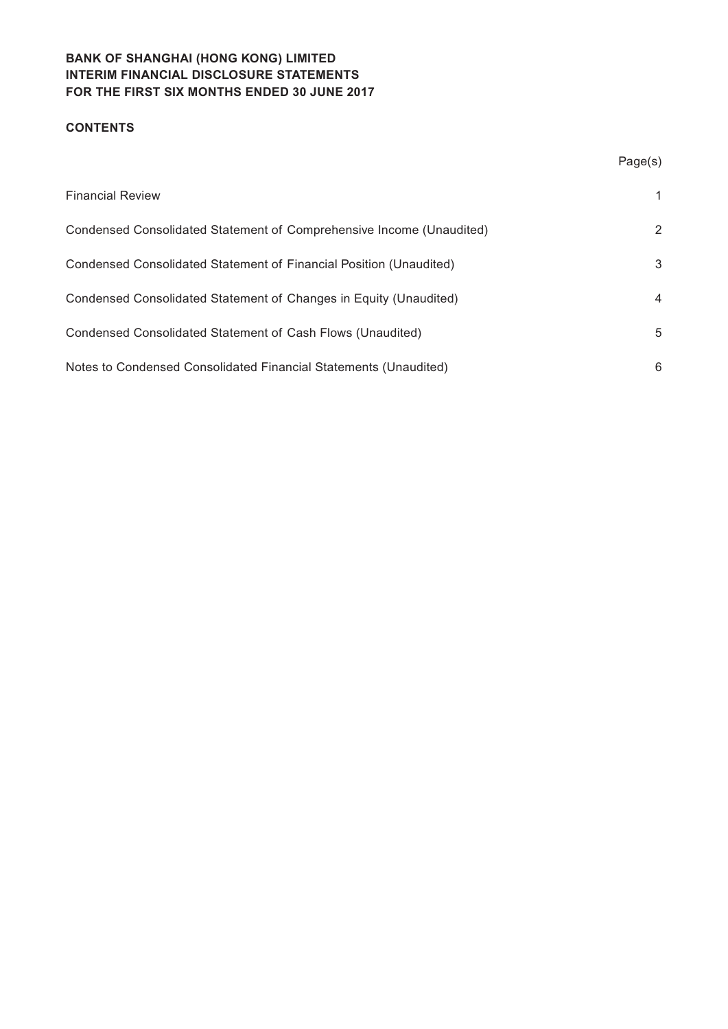**BANK OF SHANGHAI (HONG KONG) LIMITED**
**INTERIM FINANCIAL DISCLOSURE STATEMENTS**
**FOR THE FIRST SIX MONTHS ENDED 30 JUNE 2017**

**CONTENTS**

| | Page(s) |
|---|---|
| Financial Review | 1 |
| Condensed Consolidated Statement of Comprehensive Income (Unaudited) | 2 |
| Condensed Consolidated Statement of Financial Position (Unaudited) | 3 |
| Condensed Consolidated Statement of Changes in Equity (Unaudited) | 4 |
| Condensed Consolidated Statement of Cash Flows (Unaudited) | 5 |
| Notes to Condensed Consolidated Financial Statements (Unaudited) | 6 |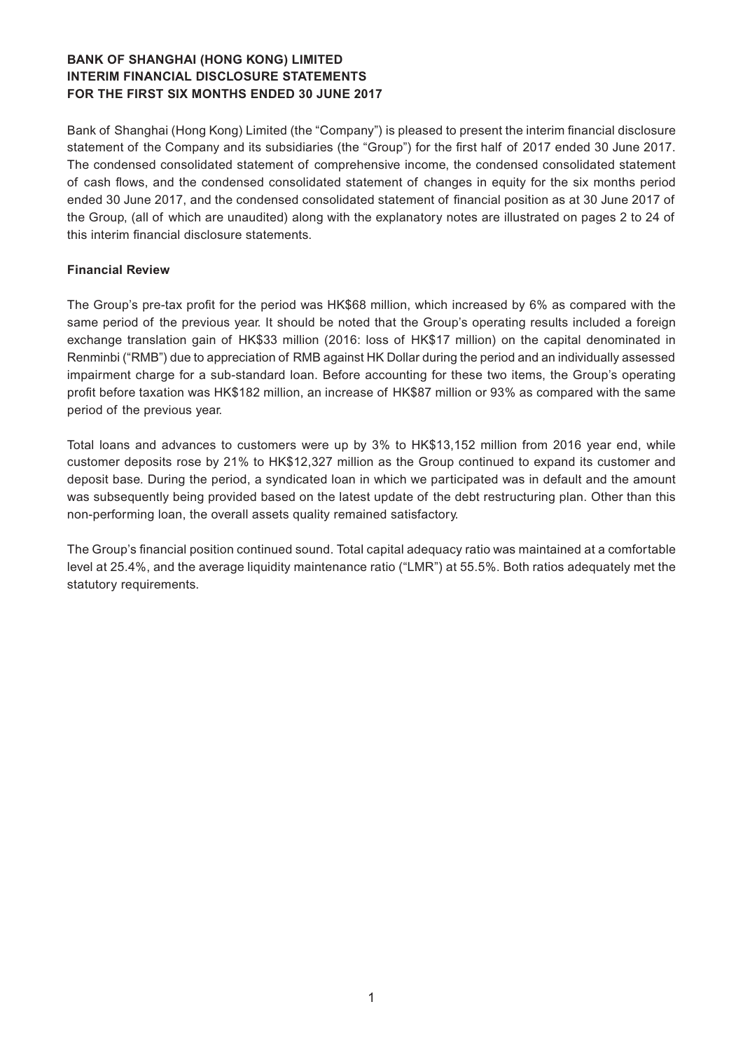**BANK OF SHANGHAI (HONG KONG) LIMITED**
**INTERIM FINANCIAL DISCLOSURE STATEMENTS**
**FOR THE FIRST SIX MONTHS ENDED 30 JUNE 2017**

Bank of Shanghai (Hong Kong) Limited (the "Company") is pleased to present the interim financial disclosure statement of the Company and its subsidiaries (the "Group") for the first half of 2017 ended 30 June 2017. The condensed consolidated statement of comprehensive income, the condensed consolidated statement of cash flows, and the condensed consolidated statement of changes in equity for the six months period ended 30 June 2017, and the condensed consolidated statement of financial position as at 30 June 2017 of the Group, (all of which are unaudited) along with the explanatory notes are illustrated on pages 2 to 24 of this interim financial disclosure statements.

**Financial Review**

The Group's pre-tax profit for the period was HK$68 million, which increased by 6% as compared with the same period of the previous year. It should be noted that the Group's operating results included a foreign exchange translation gain of HK$33 million (2016: loss of HK$17 million) on the capital denominated in Renminbi ("RMB") due to appreciation of RMB against HK Dollar during the period and an individually assessed impairment charge for a sub-standard loan. Before accounting for these two items, the Group's operating profit before taxation was HK$182 million, an increase of HK$87 million or 93% as compared with the same period of the previous year.

Total loans and advances to customers were up by 3% to HK$13,152 million from 2016 year end, while customer deposits rose by 21% to HK$12,327 million as the Group continued to expand its customer and deposit base. During the period, a syndicated loan in which we participated was in default and the amount was subsequently being provided based on the latest update of the debt restructuring plan. Other than this non-performing loan, the overall assets quality remained satisfactory.

The Group's financial position continued sound. Total capital adequacy ratio was maintained at a comfortable level at 25.4%, and the average liquidity maintenance ratio ("LMR") at 55.5%. Both ratios adequately met the statutory requirements.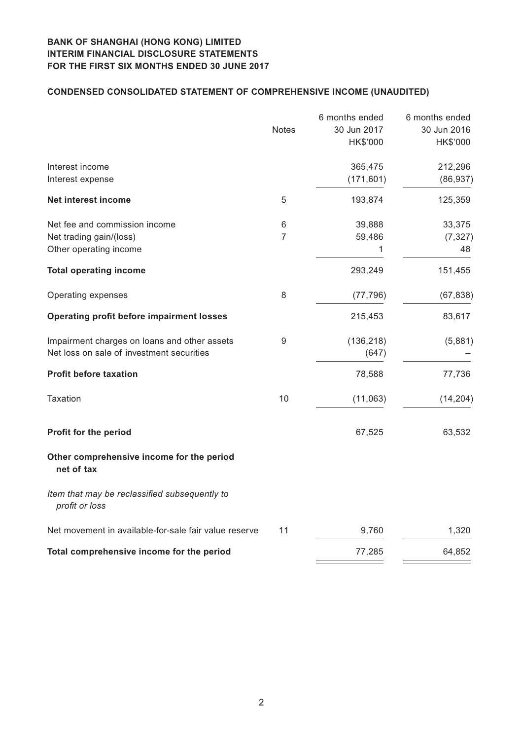**BANK OF SHANGHAI (HONG KONG) LIMITED**
**INTERIM FINANCIAL DISCLOSURE STATEMENTS**
**FOR THE FIRST SIX MONTHS ENDED 30 JUNE 2017**

## CONDENSED CONSOLIDATED STATEMENT OF COMPREHENSIVE INCOME (UNAUDITED)

| | Notes | 6 months ended 30 Jun 2017 HK$'000 | 6 months ended 30 Jun 2016 HK$'000 |
|---|---|---|---|
| Interest income | | 365,475 | 212,296 |
| Interest expense | | (171,601) | (86,937) |
| **Net interest income** | 5 | 193,874 | 125,359 |
| Net fee and commission income | 6 | 39,888 | 33,375 |
| Net trading gain/(loss) | 7 | 59,486 | (7,327) |
| Other operating income | | 1 | 48 |
| **Total operating income** | | 293,249 | 151,455 |
| Operating expenses | 8 | (77,796) | (67,838) |
| **Operating profit before impairment losses** | | 215,453 | 83,617 |
| Impairment charges on loans and other assets | 9 | (136,218) | (5,881) |
| Net loss on sale of investment securities | | (647) | – |
| **Profit before taxation** | | 78,588 | 77,736 |
| Taxation | 10 | (11,063) | (14,204) |
| **Profit for the period** | | 67,525 | 63,532 |
| **Other comprehensive income for the period net of tax** | | | |
| *Item that may be reclassified subsequently to profit or loss* | | | |
| Net movement in available-for-sale fair value reserve | 11 | 9,760 | 1,320 |
| **Total comprehensive income for the period** | | 77,285 | 64,852 |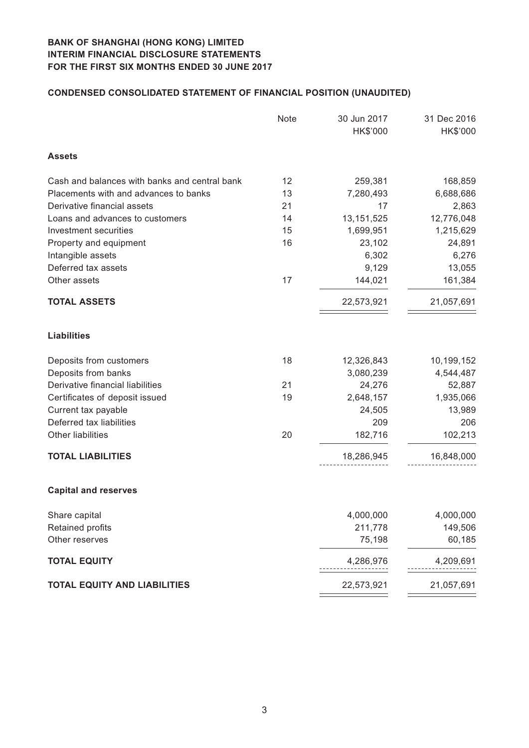**BANK OF SHANGHAI (HONG KONG) LIMITED**
**INTERIM FINANCIAL DISCLOSURE STATEMENTS**
**FOR THE FIRST SIX MONTHS ENDED 30 JUNE 2017**

## CONDENSED CONSOLIDATED STATEMENT OF FINANCIAL POSITION (UNAUDITED)

| | Note | 30 Jun 2017 HK$'000 | 31 Dec 2016 HK$'000 |
|---|---|---|---|
| **Assets** | | | |
| Cash and balances with banks and central bank | 12 | 259,381 | 168,859 |
| Placements with and advances to banks | 13 | 7,280,493 | 6,688,686 |
| Derivative financial assets | 21 | 17 | 2,863 |
| Loans and advances to customers | 14 | 13,151,525 | 12,776,048 |
| Investment securities | 15 | 1,699,951 | 1,215,629 |
| Property and equipment | 16 | 23,102 | 24,891 |
| Intangible assets | | 6,302 | 6,276 |
| Deferred tax assets | | 9,129 | 13,055 |
| Other assets | 17 | 144,021 | 161,384 |
| **TOTAL ASSETS** | | 22,573,921 | 21,057,691 |
| **Liabilities** | | | |
| Deposits from customers | 18 | 12,326,843 | 10,199,152 |
| Deposits from banks | | 3,080,239 | 4,544,487 |
| Derivative financial liabilities | 21 | 24,276 | 52,887 |
| Certificates of deposit issued | 19 | 2,648,157 | 1,935,066 |
| Current tax payable | | 24,505 | 13,989 |
| Deferred tax liabilities | | 209 | 206 |
| Other liabilities | 20 | 182,716 | 102,213 |
| **TOTAL LIABILITIES** | | 18,286,945 | 16,848,000 |
| **Capital and reserves** | | | |
| Share capital | | 4,000,000 | 4,000,000 |
| Retained profits | | 211,778 | 149,506 |
| Other reserves | | 75,198 | 60,185 |
| **TOTAL EQUITY** | | 4,286,976 | 4,209,691 |
| **TOTAL EQUITY AND LIABILITIES** | | 22,573,921 | 21,057,691 |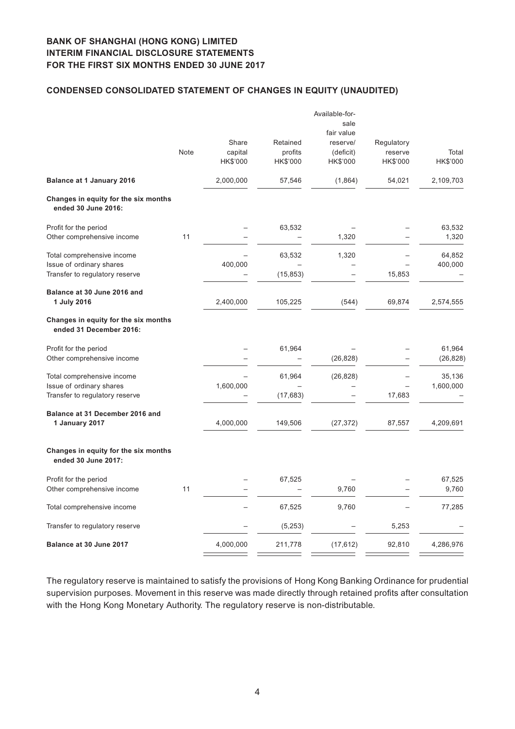**BANK OF SHANGHAI (HONG KONG) LIMITED**
**INTERIM FINANCIAL DISCLOSURE STATEMENTS**
**FOR THE FIRST SIX MONTHS ENDED 30 JUNE 2017**

## CONDENSED CONSOLIDATED STATEMENT OF CHANGES IN EQUITY (UNAUDITED)

| | Note | Share capital HK$'000 | Retained profits HK$'000 | Available-for-sale fair value reserve/ (deficit) HK$'000 | Regulatory reserve HK$'000 | Total HK$'000 |
|---|---|---|---|---|---|---|
| **Balance at 1 January 2016** | | 2,000,000 | 57,546 | (1,864) | 54,021 | 2,109,703 |
| **Changes in equity for the six months ended 30 June 2016:** | | | | | | |
| Profit for the period | | – | 63,532 | – | – | 63,532 |
| Other comprehensive income | 11 | – | – | 1,320 | – | 1,320 |
| Total comprehensive income | | – | 63,532 | 1,320 | – | 64,852 |
| Issue of ordinary shares | | 400,000 | – | – | – | 400,000 |
| Transfer to regulatory reserve | | – | (15,853) | – | 15,853 | – |
| **Balance at 30 June 2016 and 1 July 2016** | | 2,400,000 | 105,225 | (544) | 69,874 | 2,574,555 |
| **Changes in equity for the six months ended 31 December 2016:** | | | | | | |
| Profit for the period | | – | 61,964 | – | – | 61,964 |
| Other comprehensive income | | – | – | (26,828) | – | (26,828) |
| Total comprehensive income | | – | 61,964 | (26,828) | – | 35,136 |
| Issue of ordinary shares | | 1,600,000 | – | – | – | 1,600,000 |
| Transfer to regulatory reserve | | – | (17,683) | – | 17,683 | – |
| **Balance at 31 December 2016 and 1 January 2017** | | 4,000,000 | 149,506 | (27,372) | 87,557 | 4,209,691 |
| **Changes in equity for the six months ended 30 June 2017:** | | | | | | |
| Profit for the period | | – | 67,525 | – | – | 67,525 |
| Other comprehensive income | 11 | – | – | 9,760 | – | 9,760 |
| Total comprehensive income | | – | 67,525 | 9,760 | – | 77,285 |
| Transfer to regulatory reserve | | – | (5,253) | – | 5,253 | – |
| **Balance at 30 June 2017** | | 4,000,000 | 211,778 | (17,612) | 92,810 | 4,286,976 |

The regulatory reserve is maintained to satisfy the provisions of Hong Kong Banking Ordinance for prudential supervision purposes. Movement in this reserve was made directly through retained profits after consultation with the Hong Kong Monetary Authority. The regulatory reserve is non-distributable.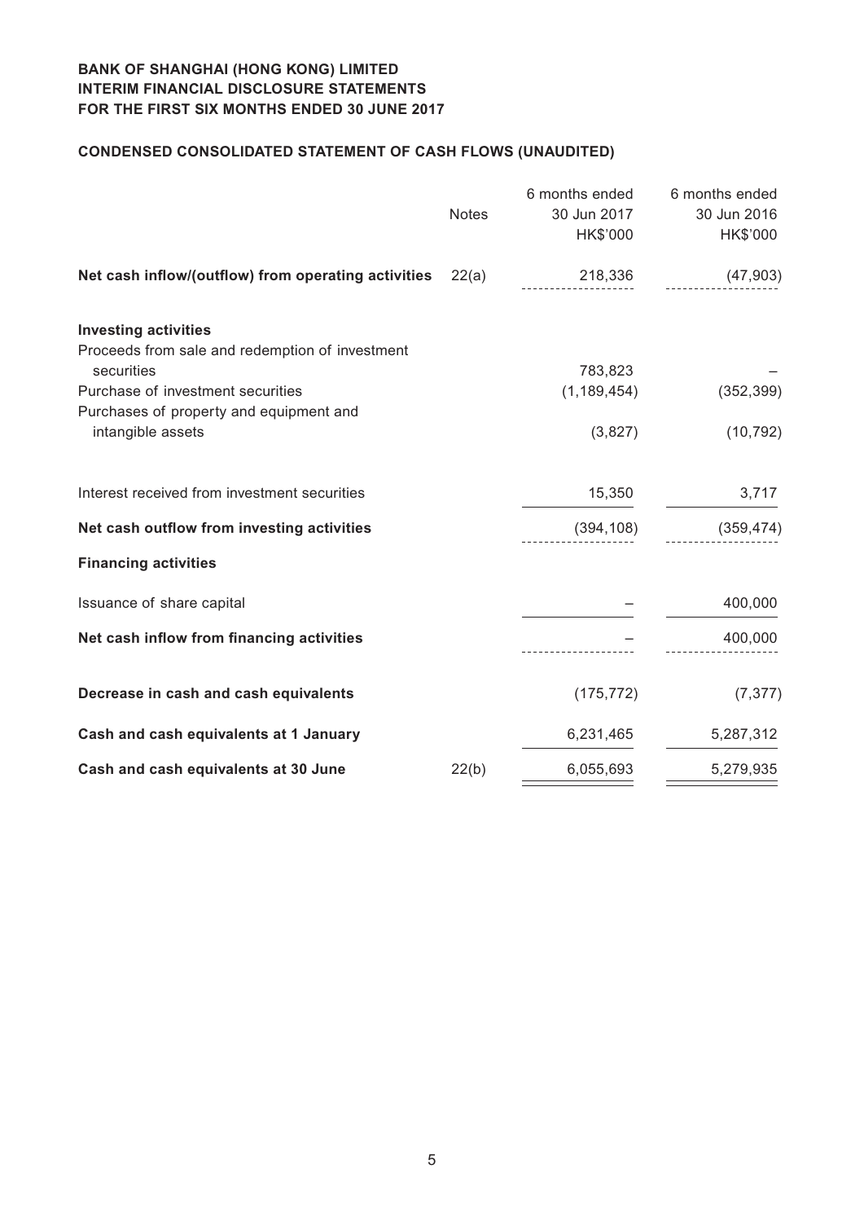**BANK OF SHANGHAI (HONG KONG) LIMITED**
**INTERIM FINANCIAL DISCLOSURE STATEMENTS**
**FOR THE FIRST SIX MONTHS ENDED 30 JUNE 2017**

## CONDENSED CONSOLIDATED STATEMENT OF CASH FLOWS (UNAUDITED)

| | Notes | 6 months ended 30 Jun 2017 HK$'000 | 6 months ended 30 Jun 2016 HK$'000 |
|---|---|---|---|
| **Net cash inflow/(outflow) from operating activities** | 22(a) | 218,336 | (47,903) |
| **Investing activities** | | | |
| Proceeds from sale and redemption of investment securities | | 783,823 | – |
| Purchase of investment securities | | (1,189,454) | (352,399) |
| Purchases of property and equipment and intangible assets | | (3,827) | (10,792) |
| Interest received from investment securities | | 15,350 | 3,717 |
| **Net cash outflow from investing activities** | | (394,108) | (359,474) |
| **Financing activities** | | | |
| Issuance of share capital | | – | 400,000 |
| **Net cash inflow from financing activities** | | – | 400,000 |
| **Decrease in cash and cash equivalents** | | (175,772) | (7,377) |
| **Cash and cash equivalents at 1 January** | | 6,231,465 | 5,287,312 |
| **Cash and cash equivalents at 30 June** | 22(b) | 6,055,693 | 5,279,935 |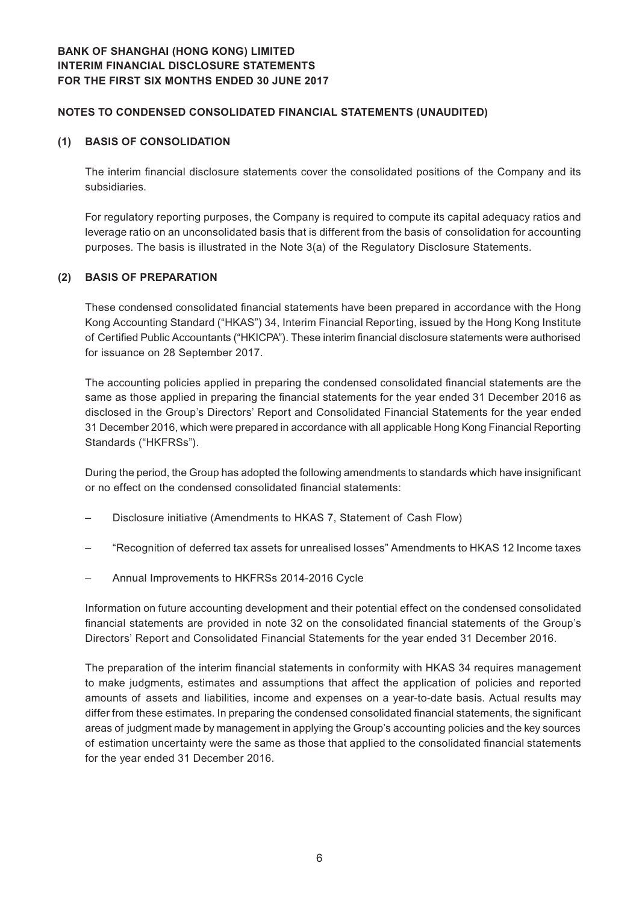**NOTES TO CONDENSED CONSOLIDATED FINANCIAL STATEMENTS (UNAUDITED)**

## (1) BASIS OF CONSOLIDATION

The interim financial disclosure statements cover the consolidated positions of the Company and its subsidiaries.

For regulatory reporting purposes, the Company is required to compute its capital adequacy ratios and leverage ratio on an unconsolidated basis that is different from the basis of consolidation for accounting purposes. The basis is illustrated in the Note 3(a) of the Regulatory Disclosure Statements.

## (2) BASIS OF PREPARATION

These condensed consolidated financial statements have been prepared in accordance with the Hong Kong Accounting Standard ("HKAS") 34, Interim Financial Reporting, issued by the Hong Kong Institute of Certified Public Accountants ("HKICPA"). These interim financial disclosure statements were authorised for issuance on 28 September 2017.

The accounting policies applied in preparing the condensed consolidated financial statements are the same as those applied in preparing the financial statements for the year ended 31 December 2016 as disclosed in the Group's Directors' Report and Consolidated Financial Statements for the year ended 31 December 2016, which were prepared in accordance with all applicable Hong Kong Financial Reporting Standards ("HKFRSs").

During the period, the Group has adopted the following amendments to standards which have insignificant or no effect on the condensed consolidated financial statements:

– Disclosure initiative (Amendments to HKAS 7, Statement of Cash Flow)

– "Recognition of deferred tax assets for unrealised losses" Amendments to HKAS 12 Income taxes

– Annual Improvements to HKFRSs 2014-2016 Cycle

Information on future accounting development and their potential effect on the condensed consolidated financial statements are provided in note 32 on the consolidated financial statements of the Group's Directors' Report and Consolidated Financial Statements for the year ended 31 December 2016.

The preparation of the interim financial statements in conformity with HKAS 34 requires management to make judgments, estimates and assumptions that affect the application of policies and reported amounts of assets and liabilities, income and expenses on a year-to-date basis. Actual results may differ from these estimates. In preparing the condensed consolidated financial statements, the significant areas of judgment made by management in applying the Group's accounting policies and the key sources of estimation uncertainty were the same as those that applied to the consolidated financial statements for the year ended 31 December 2016.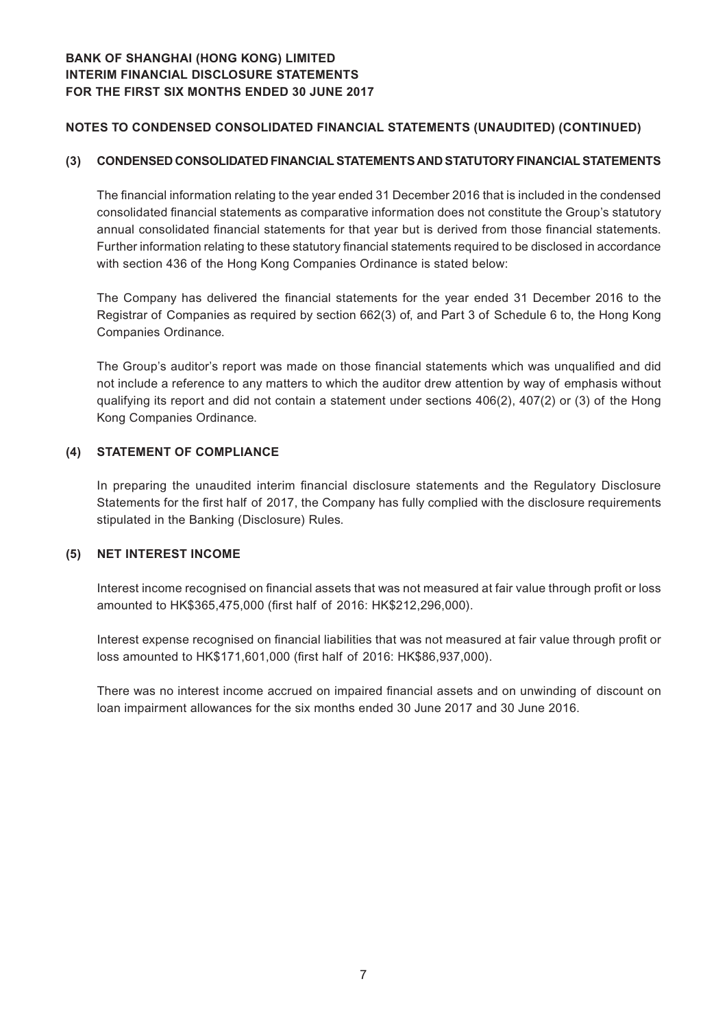## NOTES TO CONDENSED CONSOLIDATED FINANCIAL STATEMENTS (UNAUDITED) (CONTINUED)

### (3) CONDENSED CONSOLIDATED FINANCIAL STATEMENTS AND STATUTORY FINANCIAL STATEMENTS

The financial information relating to the year ended 31 December 2016 that is included in the condensed consolidated financial statements as comparative information does not constitute the Group's statutory annual consolidated financial statements for that year but is derived from those financial statements. Further information relating to these statutory financial statements required to be disclosed in accordance with section 436 of the Hong Kong Companies Ordinance is stated below:

The Company has delivered the financial statements for the year ended 31 December 2016 to the Registrar of Companies as required by section 662(3) of, and Part 3 of Schedule 6 to, the Hong Kong Companies Ordinance.

The Group's auditor's report was made on those financial statements which was unqualified and did not include a reference to any matters to which the auditor drew attention by way of emphasis without qualifying its report and did not contain a statement under sections 406(2), 407(2) or (3) of the Hong Kong Companies Ordinance.

### (4) STATEMENT OF COMPLIANCE

In preparing the unaudited interim financial disclosure statements and the Regulatory Disclosure Statements for the first half of 2017, the Company has fully complied with the disclosure requirements stipulated in the Banking (Disclosure) Rules.

### (5) NET INTEREST INCOME

Interest income recognised on financial assets that was not measured at fair value through profit or loss amounted to HK$365,475,000 (first half of 2016: HK$212,296,000).

Interest expense recognised on financial liabilities that was not measured at fair value through profit or loss amounted to HK$171,601,000 (first half of 2016: HK$86,937,000).

There was no interest income accrued on impaired financial assets and on unwinding of discount on loan impairment allowances for the six months ended 30 June 2017 and 30 June 2016.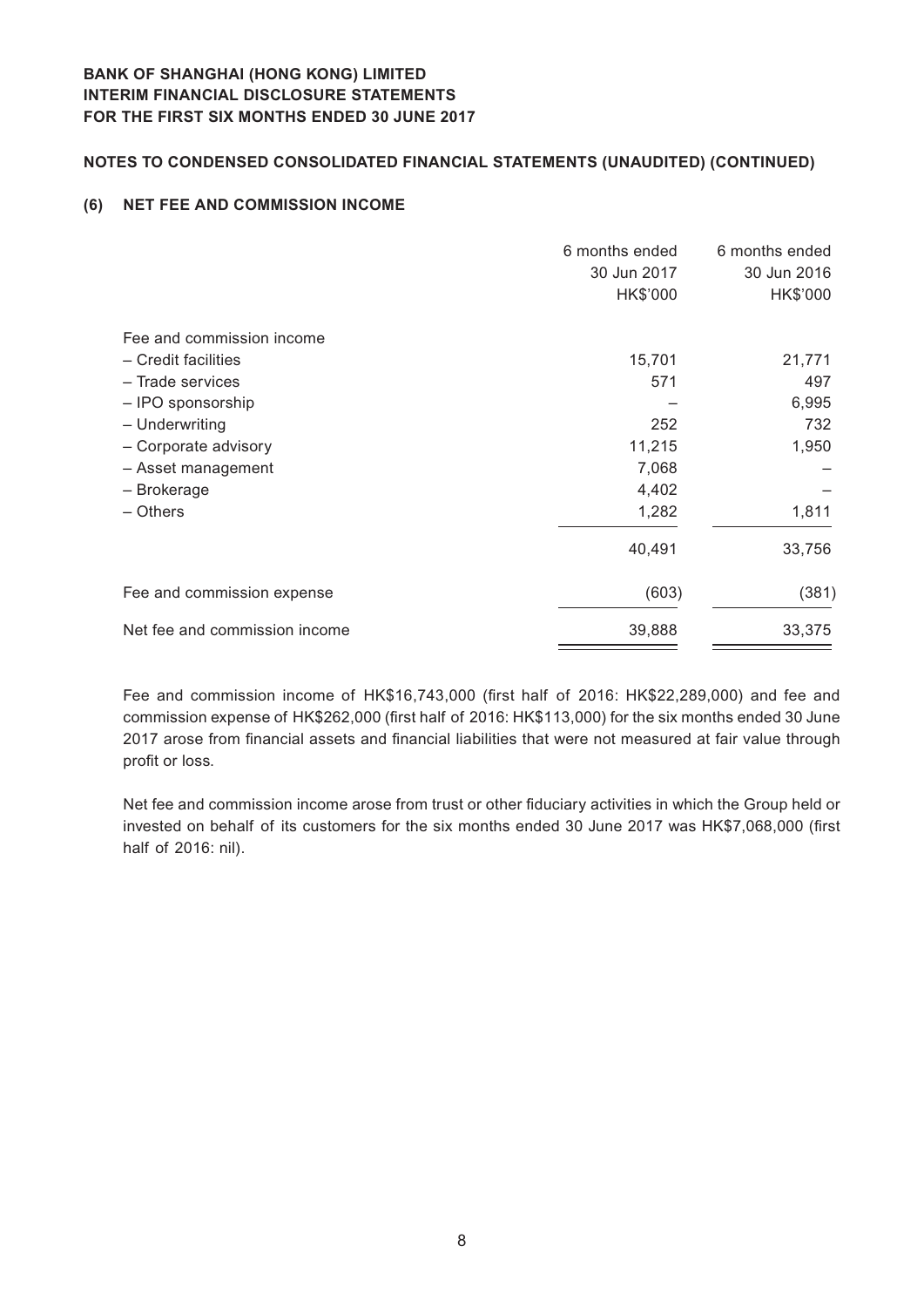**BANK OF SHANGHAI (HONG KONG) LIMITED**
**INTERIM FINANCIAL DISCLOSURE STATEMENTS**
**FOR THE FIRST SIX MONTHS ENDED 30 JUNE 2017**

**NOTES TO CONDENSED CONSOLIDATED FINANCIAL STATEMENTS (UNAUDITED) (CONTINUED)**

## (6) NET FEE AND COMMISSION INCOME

| | 6 months ended 30 Jun 2017 HK$'000 | 6 months ended 30 Jun 2016 HK$'000 |
|---|---|---|
| Fee and commission income | | |
| – Credit facilities | 15,701 | 21,771 |
| – Trade services | 571 | 497 |
| – IPO sponsorship | – | 6,995 |
| – Underwriting | 252 | 732 |
| – Corporate advisory | 11,215 | 1,950 |
| – Asset management | 7,068 | – |
| – Brokerage | 4,402 | – |
| – Others | 1,282 | 1,811 |
| | 40,491 | 33,756 |
| Fee and commission expense | (603) | (381) |
| Net fee and commission income | 39,888 | 33,375 |

Fee and commission income of HK$16,743,000 (first half of 2016: HK$22,289,000) and fee and commission expense of HK$262,000 (first half of 2016: HK$113,000) for the six months ended 30 June 2017 arose from financial assets and financial liabilities that were not measured at fair value through profit or loss.

Net fee and commission income arose from trust or other fiduciary activities in which the Group held or invested on behalf of its customers for the six months ended 30 June 2017 was HK$7,068,000 (first half of 2016: nil).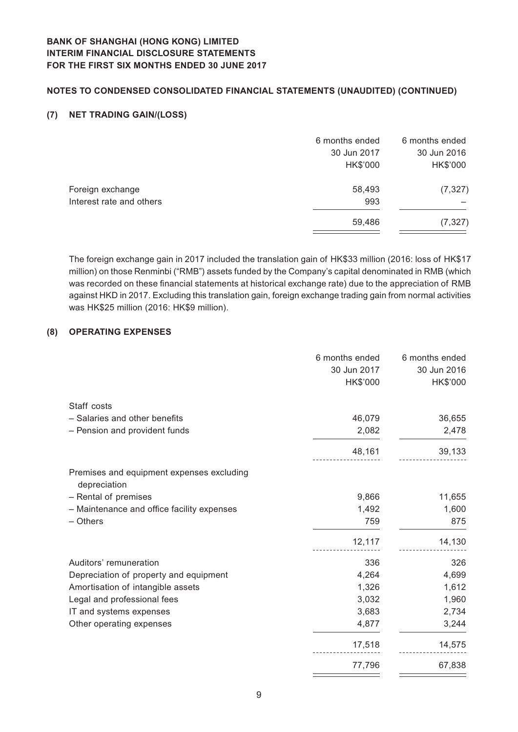**BANK OF SHANGHAI (HONG KONG) LIMITED**
**INTERIM FINANCIAL DISCLOSURE STATEMENTS**
**FOR THE FIRST SIX MONTHS ENDED 30 JUNE 2017**

**NOTES TO CONDENSED CONSOLIDATED FINANCIAL STATEMENTS (UNAUDITED) (CONTINUED)**

## (7) NET TRADING GAIN/(LOSS)

| | 6 months ended 30 Jun 2017 HK$'000 | 6 months ended 30 Jun 2016 HK$'000 |
|---|---|---|
| Foreign exchange | 58,493 | (7,327) |
| Interest rate and others | 993 | – |
| | 59,486 | (7,327) |

The foreign exchange gain in 2017 included the translation gain of HK$33 million (2016: loss of HK$17 million) on those Renminbi ("RMB") assets funded by the Company's capital denominated in RMB (which was recorded on these financial statements at historical exchange rate) due to the appreciation of RMB against HKD in 2017. Excluding this translation gain, foreign exchange trading gain from normal activities was HK$25 million (2016: HK$9 million).

## (8) OPERATING EXPENSES

| | 6 months ended 30 Jun 2017 HK$'000 | 6 months ended 30 Jun 2016 HK$'000 |
|---|---|---|
| Staff costs | | |
| – Salaries and other benefits | 46,079 | 36,655 |
| – Pension and provident funds | 2,082 | 2,478 |
| | 48,161 | 39,133 |
| Premises and equipment expenses excluding depreciation | | |
| – Rental of premises | 9,866 | 11,655 |
| – Maintenance and office facility expenses | 1,492 | 1,600 |
| – Others | 759 | 875 |
| | 12,117 | 14,130 |
| Auditors' remuneration | 336 | 326 |
| Depreciation of property and equipment | 4,264 | 4,699 |
| Amortisation of intangible assets | 1,326 | 1,612 |
| Legal and professional fees | 3,032 | 1,960 |
| IT and systems expenses | 3,683 | 2,734 |
| Other operating expenses | 4,877 | 3,244 |
| | 17,518 | 14,575 |
| | 77,796 | 67,838 |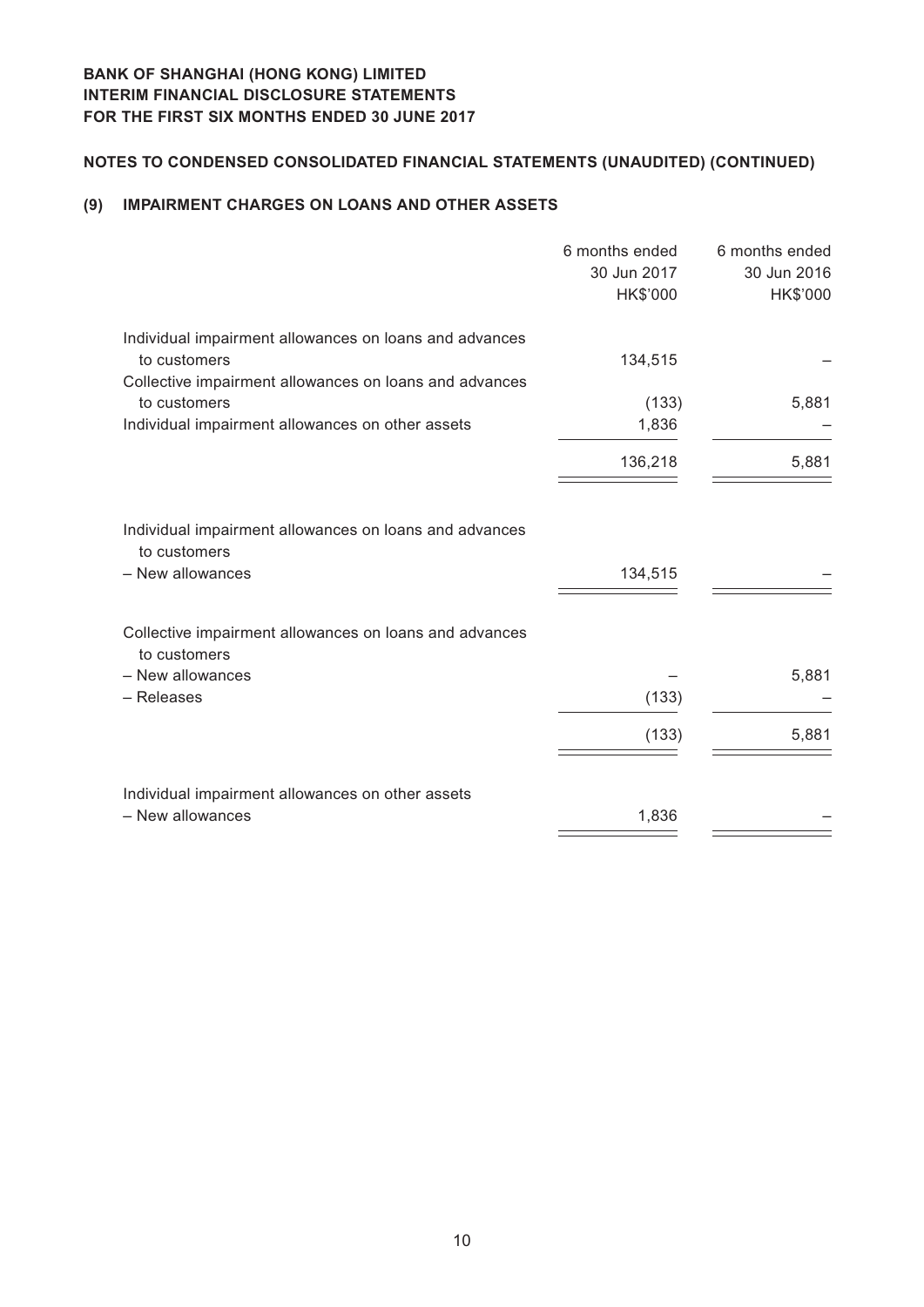**BANK OF SHANGHAI (HONG KONG) LIMITED**
**INTERIM FINANCIAL DISCLOSURE STATEMENTS**
**FOR THE FIRST SIX MONTHS ENDED 30 JUNE 2017**

**NOTES TO CONDENSED CONSOLIDATED FINANCIAL STATEMENTS (UNAUDITED) (CONTINUED)**

## (9) IMPAIRMENT CHARGES ON LOANS AND OTHER ASSETS

| | 6 months ended 30 Jun 2017 HK$'000 | 6 months ended 30 Jun 2016 HK$'000 |
|---|---|---|
| Individual impairment allowances on loans and advances to customers | 134,515 | – |
| Collective impairment allowances on loans and advances to customers | (133) | 5,881 |
| Individual impairment allowances on other assets | 1,836 | – |
| | 136,218 | 5,881 |
| Individual impairment allowances on loans and advances to customers | | |
| – New allowances | 134,515 | – |
| Collective impairment allowances on loans and advances to customers | | |
| – New allowances | – | 5,881 |
| – Releases | (133) | – |
| | (133) | 5,881 |
| Individual impairment allowances on other assets | | |
| – New allowances | 1,836 | – |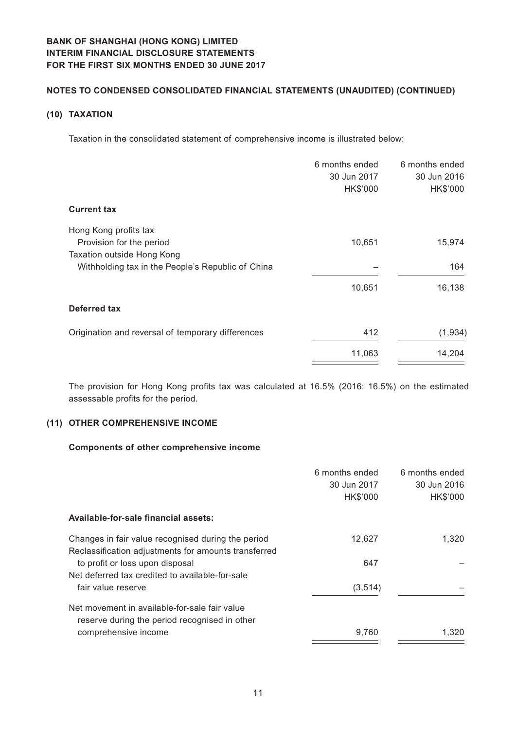**BANK OF SHANGHAI (HONG KONG) LIMITED**
**INTERIM FINANCIAL DISCLOSURE STATEMENTS**
**FOR THE FIRST SIX MONTHS ENDED 30 JUNE 2017**

**NOTES TO CONDENSED CONSOLIDATED FINANCIAL STATEMENTS (UNAUDITED) (CONTINUED)**

## (10) TAXATION

Taxation in the consolidated statement of comprehensive income is illustrated below:

| | 6 months ended 30 Jun 2017 HK$'000 | 6 months ended 30 Jun 2016 HK$'000 |
|---|---|---|
| **Current tax** | | |
| Hong Kong profits tax | | |
| Provision for the period | 10,651 | 15,974 |
| Taxation outside Hong Kong | | |
| Withholding tax in the People's Republic of China | – | 164 |
| | 10,651 | 16,138 |
| **Deferred tax** | | |
| Origination and reversal of temporary differences | 412 | (1,934) |
| | 11,063 | 14,204 |

The provision for Hong Kong profits tax was calculated at 16.5% (2016: 16.5%) on the estimated assessable profits for the period.

## (11) OTHER COMPREHENSIVE INCOME

**Components of other comprehensive income**

| | 6 months ended 30 Jun 2017 HK$'000 | 6 months ended 30 Jun 2016 HK$'000 |
|---|---|---|
| **Available-for-sale financial assets:** | | |
| Changes in fair value recognised during the period | 12,627 | 1,320 |
| Reclassification adjustments for amounts transferred to profit or loss upon disposal | 647 | – |
| Net deferred tax credited to available-for-sale fair value reserve | (3,514) | – |
| Net movement in available-for-sale fair value reserve during the period recognised in other comprehensive income | 9,760 | 1,320 |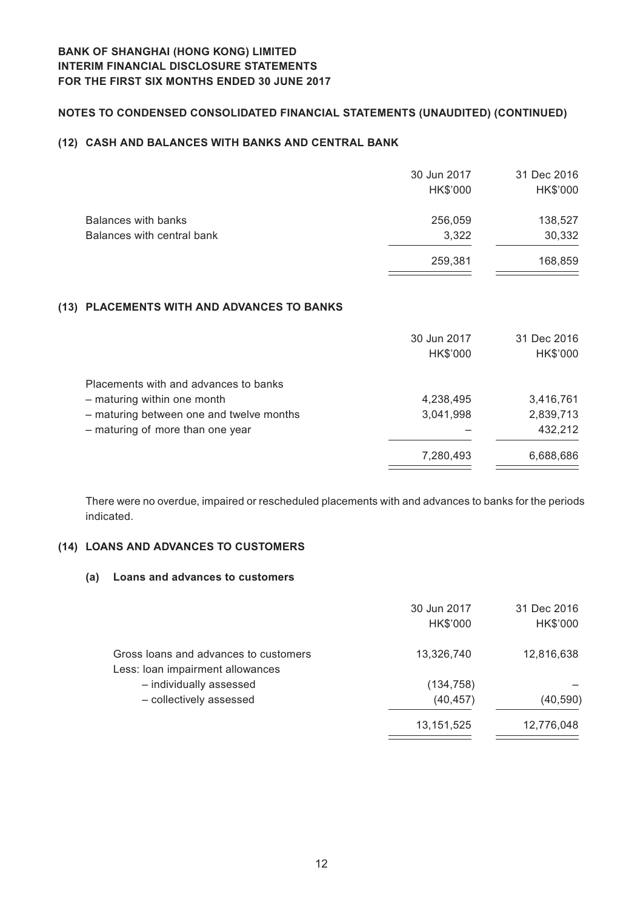**BANK OF SHANGHAI (HONG KONG) LIMITED**
**INTERIM FINANCIAL DISCLOSURE STATEMENTS**
**FOR THE FIRST SIX MONTHS ENDED 30 JUNE 2017**

## NOTES TO CONDENSED CONSOLIDATED FINANCIAL STATEMENTS (UNAUDITED) (CONTINUED)

### (12) CASH AND BALANCES WITH BANKS AND CENTRAL BANK

| | 30 Jun 2017 HK$'000 | 31 Dec 2016 HK$'000 |
|---|---|---|
| Balances with banks | 256,059 | 138,527 |
| Balances with central bank | 3,322 | 30,332 |
| | 259,381 | 168,859 |

### (13) PLACEMENTS WITH AND ADVANCES TO BANKS

| | 30 Jun 2017 HK$'000 | 31 Dec 2016 HK$'000 |
|---|---|---|
| Placements with and advances to banks | | |
| – maturing within one month | 4,238,495 | 3,416,761 |
| – maturing between one and twelve months | 3,041,998 | 2,839,713 |
| – maturing of more than one year | – | 432,212 |
| | 7,280,493 | 6,688,686 |

There were no overdue, impaired or rescheduled placements with and advances to banks for the periods indicated.

### (14) LOANS AND ADVANCES TO CUSTOMERS

#### (a) Loans and advances to customers

| | 30 Jun 2017 HK$'000 | 31 Dec 2016 HK$'000 |
|---|---|---|
| Gross loans and advances to customers | 13,326,740 | 12,816,638 |
| Less: loan impairment allowances | | |
| – individually assessed | (134,758) | – |
| – collectively assessed | (40,457) | (40,590) |
| | 13,151,525 | 12,776,048 |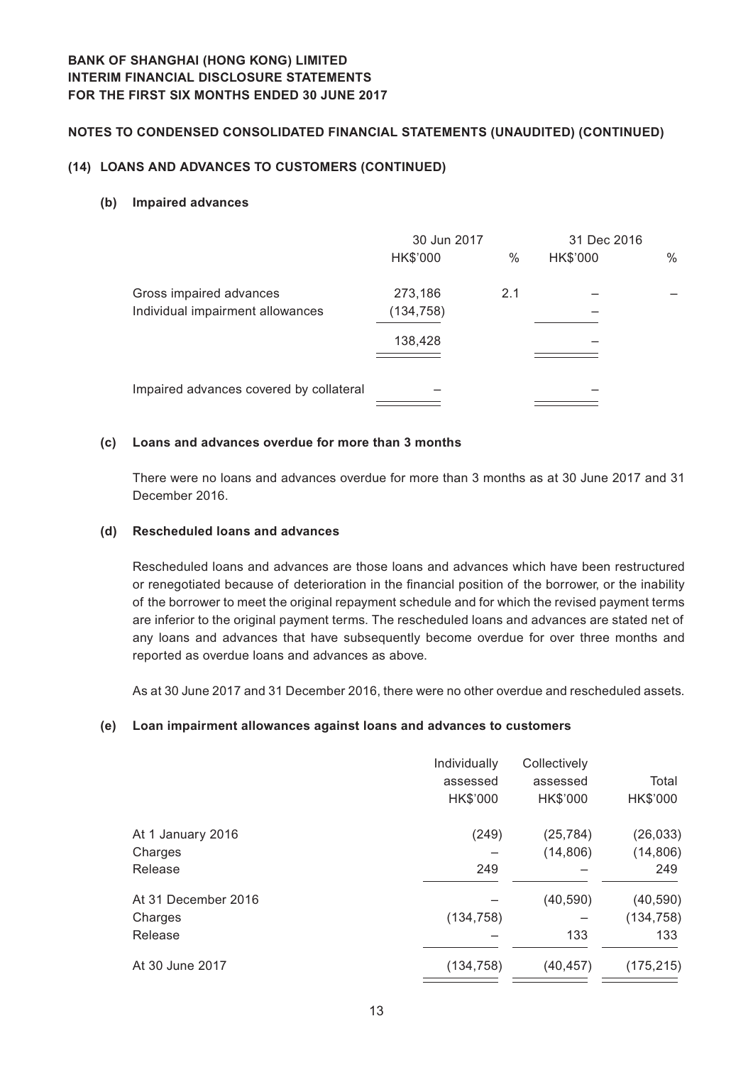## NOTES TO CONDENSED CONSOLIDATED FINANCIAL STATEMENTS (UNAUDITED) (CONTINUED)

### (14) LOANS AND ADVANCES TO CUSTOMERS (CONTINUED)

#### (b) Impaired advances

| | 30 Jun 2017 | | 31 Dec 2016 | |
|---|---|---|---|---|
| | HK$'000 | % | HK$'000 | % |
| Gross impaired advances | 273,186 | 2.1 | – | – |
| Individual impairment allowances | (134,758) | | – | |
| | 138,428 | | – | |
| Impaired advances covered by collateral | – | | – | |

#### (c) Loans and advances overdue for more than 3 months

There were no loans and advances overdue for more than 3 months as at 30 June 2017 and 31 December 2016.

#### (d) Rescheduled loans and advances

Rescheduled loans and advances are those loans and advances which have been restructured or renegotiated because of deterioration in the financial position of the borrower, or the inability of the borrower to meet the original repayment schedule and for which the revised payment terms are inferior to the original payment terms. The rescheduled loans and advances are stated net of any loans and advances that have subsequently become overdue for over three months and reported as overdue loans and advances as above.

As at 30 June 2017 and 31 December 2016, there were no other overdue and rescheduled assets.

#### (e) Loan impairment allowances against loans and advances to customers

| | Individually assessed | Collectively assessed | Total |
|---|---|---|---|
| | HK$'000 | HK$'000 | HK$'000 |
| At 1 January 2016 | (249) | (25,784) | (26,033) |
| Charges | – | (14,806) | (14,806) |
| Release | 249 | – | 249 |
| At 31 December 2016 | – | (40,590) | (40,590) |
| Charges | (134,758) | – | (134,758) |
| Release | – | 133 | 133 |
| At 30 June 2017 | (134,758) | (40,457) | (175,215) |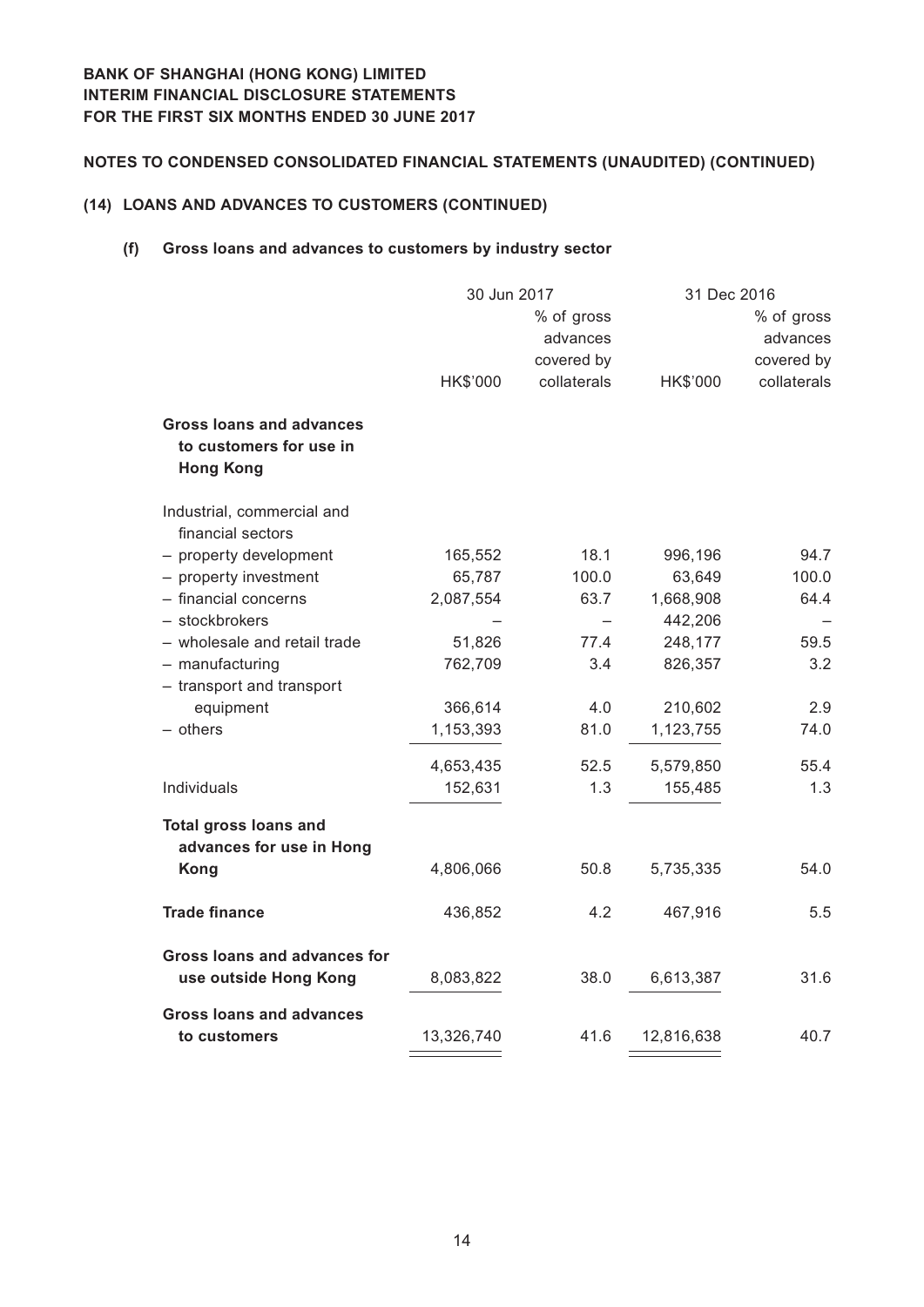**BANK OF SHANGHAI (HONG KONG) LIMITED**
**INTERIM FINANCIAL DISCLOSURE STATEMENTS**
**FOR THE FIRST SIX MONTHS ENDED 30 JUNE 2017**

**NOTES TO CONDENSED CONSOLIDATED FINANCIAL STATEMENTS (UNAUDITED) (CONTINUED)**

**(14) LOANS AND ADVANCES TO CUSTOMERS (CONTINUED)**

**(f) Gross loans and advances to customers by industry sector**

| | 30 Jun 2017 | | 31 Dec 2016 | |
|---|---|---|---|---|
| | HK$'000 | % of gross advances covered by collaterals | HK$'000 | % of gross advances covered by collaterals |
| **Gross loans and advances to customers for use in Hong Kong** | | | | |
| Industrial, commercial and financial sectors | | | | |
| – property development | 165,552 | 18.1 | 996,196 | 94.7 |
| – property investment | 65,787 | 100.0 | 63,649 | 100.0 |
| – financial concerns | 2,087,554 | 63.7 | 1,668,908 | 64.4 |
| – stockbrokers | – | – | 442,206 | – |
| – wholesale and retail trade | 51,826 | 77.4 | 248,177 | 59.5 |
| – manufacturing | 762,709 | 3.4 | 826,357 | 3.2 |
| – transport and transport equipment | 366,614 | 4.0 | 210,602 | 2.9 |
| – others | 1,153,393 | 81.0 | 1,123,755 | 74.0 |
| | 4,653,435 | 52.5 | 5,579,850 | 55.4 |
| Individuals | 152,631 | 1.3 | 155,485 | 1.3 |
| **Total gross loans and advances for use in Hong Kong** | 4,806,066 | 50.8 | 5,735,335 | 54.0 |
| **Trade finance** | 436,852 | 4.2 | 467,916 | 5.5 |
| **Gross loans and advances for use outside Hong Kong** | 8,083,822 | 38.0 | 6,613,387 | 31.6 |
| **Gross loans and advances to customers** | 13,326,740 | 41.6 | 12,816,638 | 40.7 |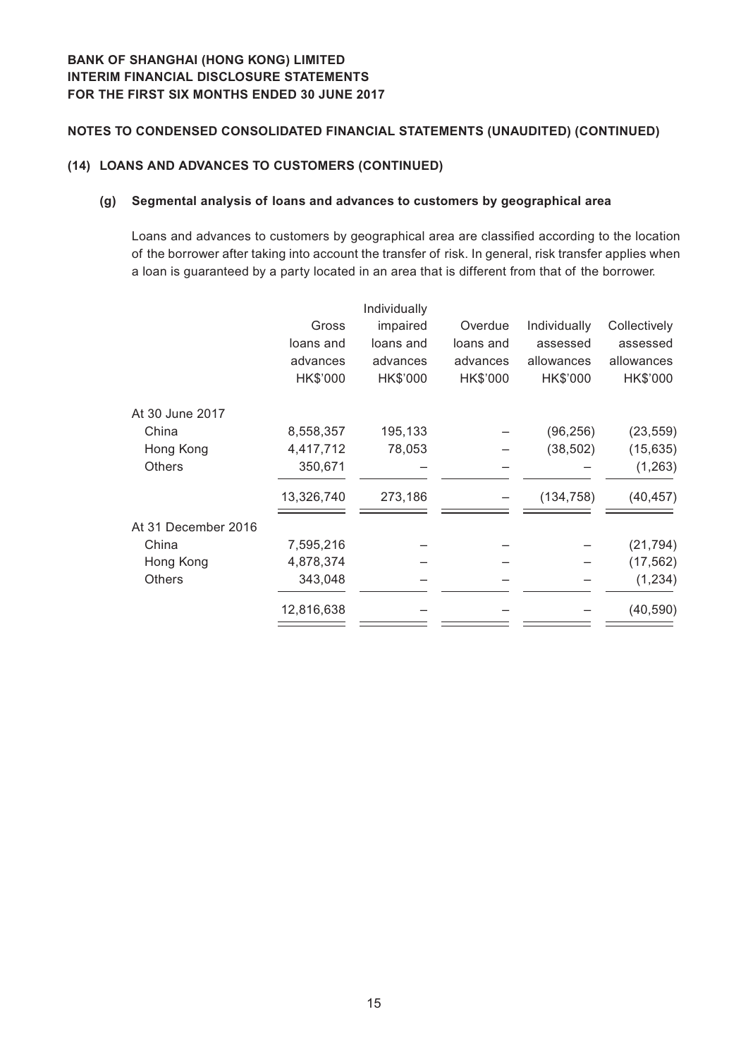**BANK OF SHANGHAI (HONG KONG) LIMITED**
**INTERIM FINANCIAL DISCLOSURE STATEMENTS**
**FOR THE FIRST SIX MONTHS ENDED 30 JUNE 2017**

**NOTES TO CONDENSED CONSOLIDATED FINANCIAL STATEMENTS (UNAUDITED) (CONTINUED)**

## (14) LOANS AND ADVANCES TO CUSTOMERS (CONTINUED)

### (g) Segmental analysis of loans and advances to customers by geographical area

Loans and advances to customers by geographical area are classified according to the location of the borrower after taking into account the transfer of risk. In general, risk transfer applies when a loan is guaranteed by a party located in an area that is different from that of the borrower.

| | Gross loans and advances HK$'000 | Individually impaired loans and advances HK$'000 | Overdue loans and advances HK$'000 | Individually assessed allowances HK$'000 | Collectively assessed allowances HK$'000 |
|---|---|---|---|---|---|
| At 30 June 2017 | | | | | |
| China | 8,558,357 | 195,133 | – | (96,256) | (23,559) |
| Hong Kong | 4,417,712 | 78,053 | – | (38,502) | (15,635) |
| Others | 350,671 | – | – | – | (1,263) |
| | 13,326,740 | 273,186 | – | (134,758) | (40,457) |
| At 31 December 2016 | | | | | |
| China | 7,595,216 | – | – | – | (21,794) |
| Hong Kong | 4,878,374 | – | – | – | (17,562) |
| Others | 343,048 | – | – | – | (1,234) |
| | 12,816,638 | – | – | – | (40,590) |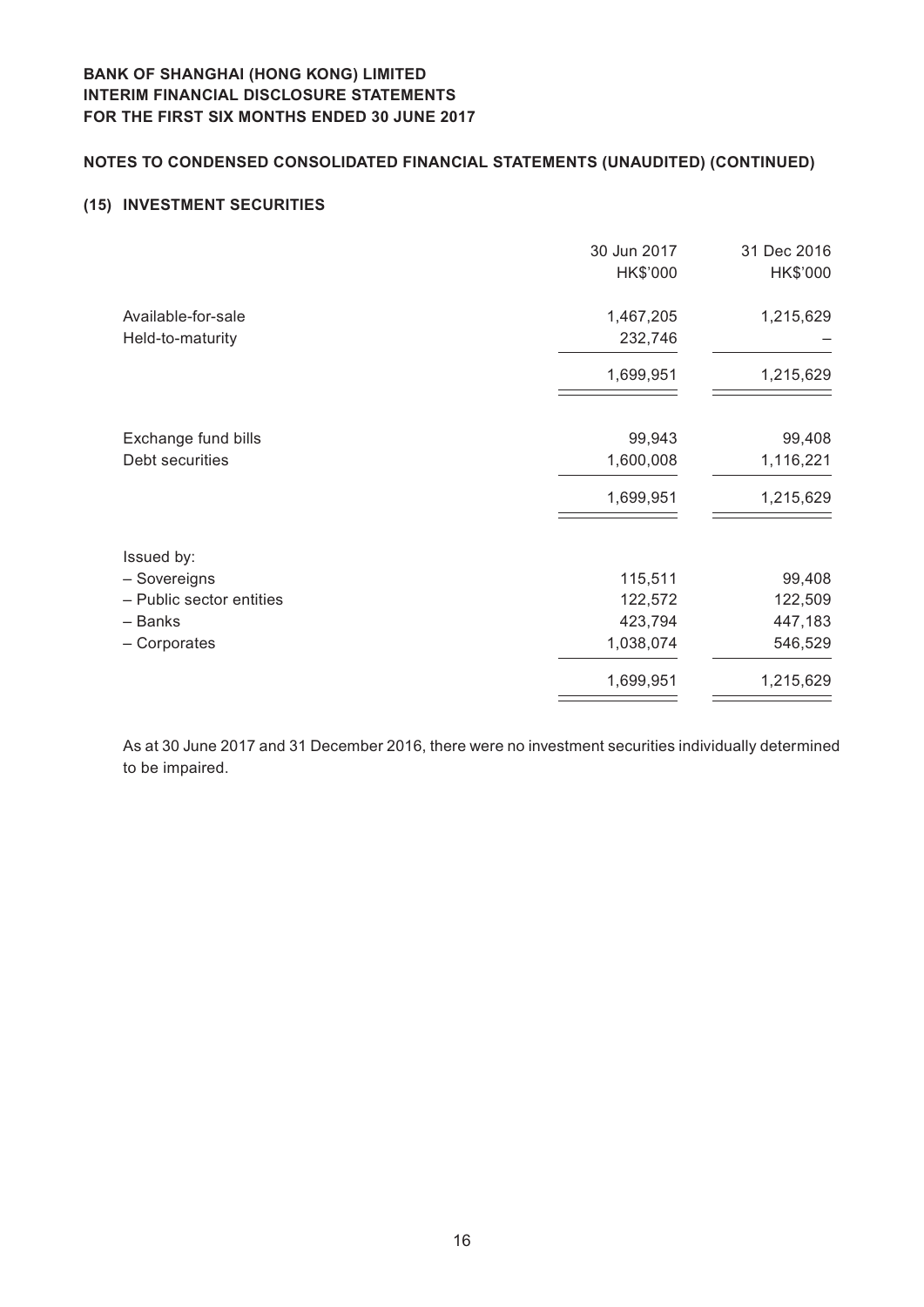## NOTES TO CONDENSED CONSOLIDATED FINANCIAL STATEMENTS (UNAUDITED) (CONTINUED)

### (15) INVESTMENT SECURITIES

| | 30 Jun 2017 HK$'000 | 31 Dec 2016 HK$'000 |
|---|---|---|
| Available-for-sale | 1,467,205 | 1,215,629 |
| Held-to-maturity | 232,746 | – |
| | 1,699,951 | 1,215,629 |
| Exchange fund bills | 99,943 | 99,408 |
| Debt securities | 1,600,008 | 1,116,221 |
| | 1,699,951 | 1,215,629 |
| Issued by: | | |
| – Sovereigns | 115,511 | 99,408 |
| – Public sector entities | 122,572 | 122,509 |
| – Banks | 423,794 | 447,183 |
| – Corporates | 1,038,074 | 546,529 |
| | 1,699,951 | 1,215,629 |

As at 30 June 2017 and 31 December 2016, there were no investment securities individually determined to be impaired.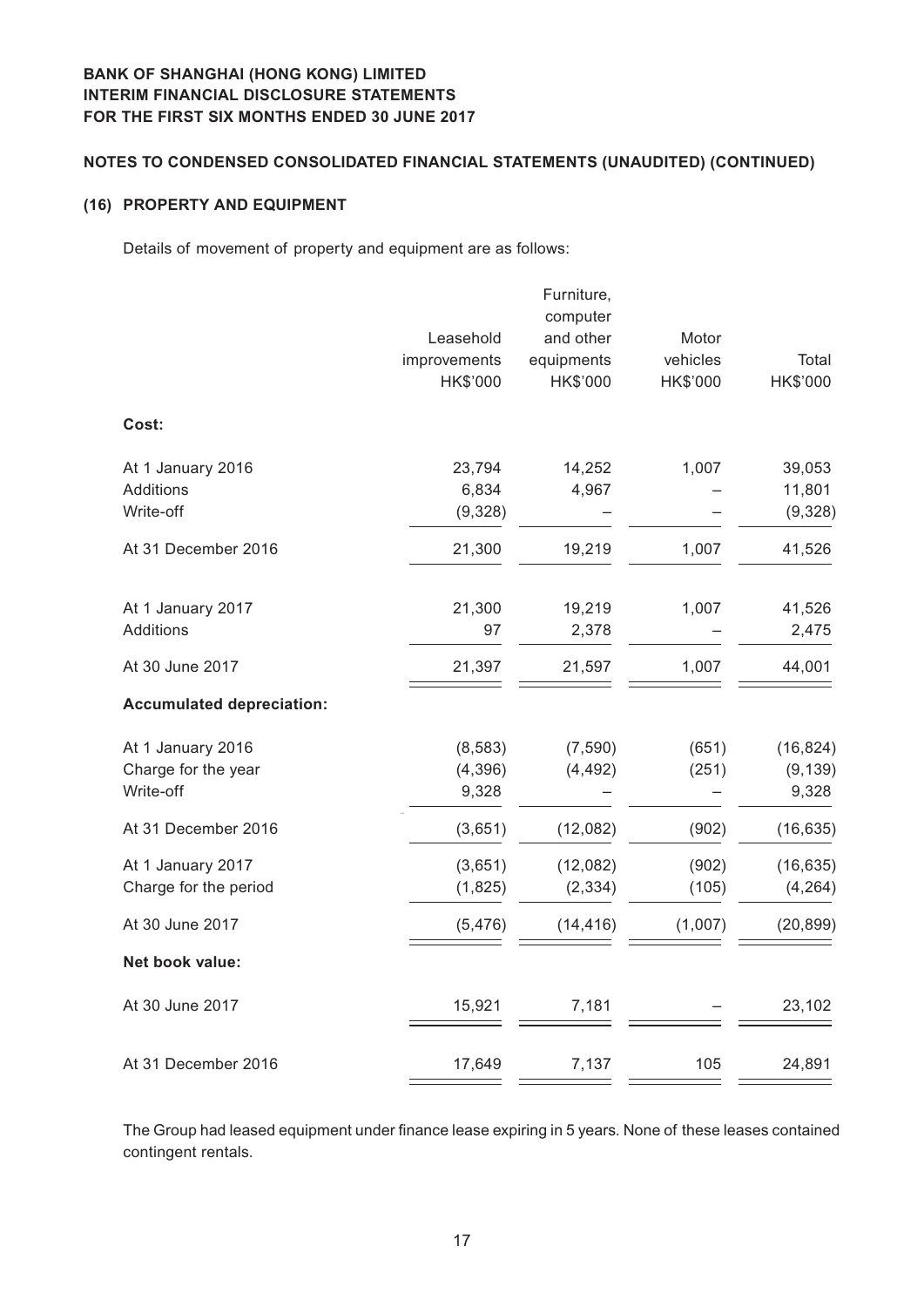**BANK OF SHANGHAI (HONG KONG) LIMITED**
**INTERIM FINANCIAL DISCLOSURE STATEMENTS**
**FOR THE FIRST SIX MONTHS ENDED 30 JUNE 2017**

**NOTES TO CONDENSED CONSOLIDATED FINANCIAL STATEMENTS (UNAUDITED) (CONTINUED)**

## (16) PROPERTY AND EQUIPMENT

Details of movement of property and equipment are as follows:

| | Leasehold improvements HK$'000 | Furniture, computer and other equipments HK$'000 | Motor vehicles HK$'000 | Total HK$'000 |
|---|---|---|---|---|
| **Cost:** | | | | |
| At 1 January 2016 | 23,794 | 14,252 | 1,007 | 39,053 |
| Additions | 6,834 | 4,967 | – | 11,801 |
| Write-off | (9,328) | – | – | (9,328) |
| At 31 December 2016 | 21,300 | 19,219 | 1,007 | 41,526 |
| At 1 January 2017 | 21,300 | 19,219 | 1,007 | 41,526 |
| Additions | 97 | 2,378 | – | 2,475 |
| At 30 June 2017 | 21,397 | 21,597 | 1,007 | 44,001 |
| **Accumulated depreciation:** | | | | |
| At 1 January 2016 | (8,583) | (7,590) | (651) | (16,824) |
| Charge for the year | (4,396) | (4,492) | (251) | (9,139) |
| Write-off | 9,328 | – | – | 9,328 |
| At 31 December 2016 | (3,651) | (12,082) | (902) | (16,635) |
| At 1 January 2017 | (3,651) | (12,082) | (902) | (16,635) |
| Charge for the period | (1,825) | (2,334) | (105) | (4,264) |
| At 30 June 2017 | (5,476) | (14,416) | (1,007) | (20,899) |
| **Net book value:** | | | | |
| At 30 June 2017 | 15,921 | 7,181 | – | 23,102 |
| At 31 December 2016 | 17,649 | 7,137 | 105 | 24,891 |

The Group had leased equipment under finance lease expiring in 5 years. None of these leases contained contingent rentals.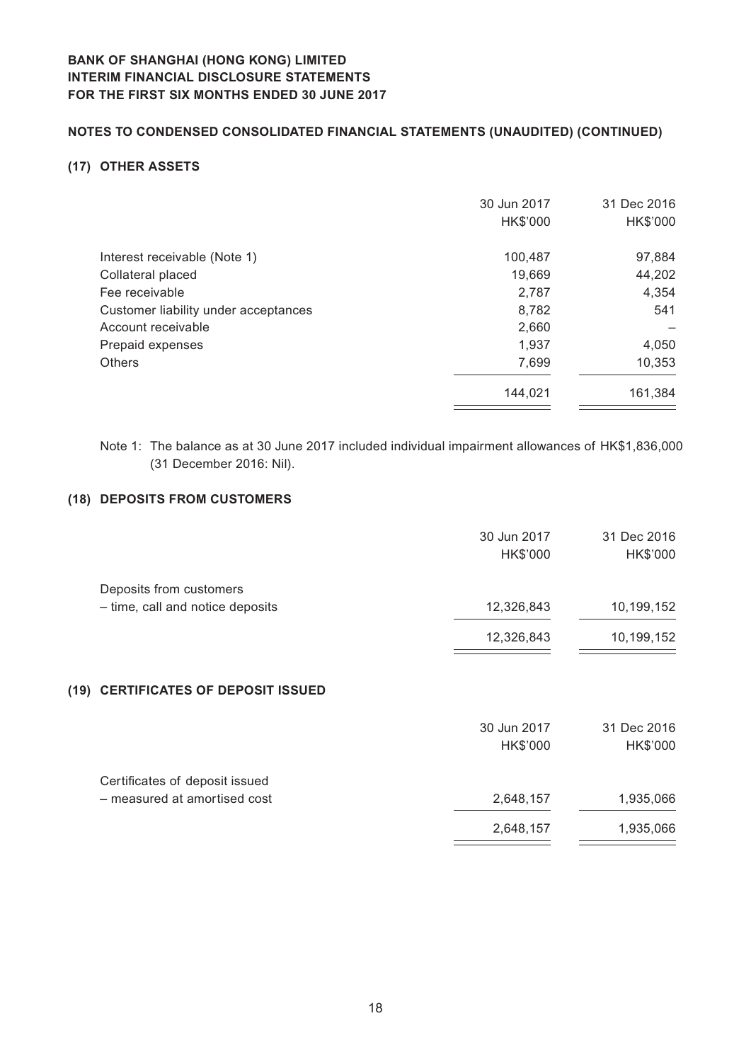## NOTES TO CONDENSED CONSOLIDATED FINANCIAL STATEMENTS (UNAUDITED) (CONTINUED)

### (17) OTHER ASSETS

| | 30 Jun 2017<br>HK$'000 | 31 Dec 2016<br>HK$'000 |
|---|---|---|
| Interest receivable (Note 1) | 100,487 | 97,884 |
| Collateral placed | 19,669 | 44,202 |
| Fee receivable | 2,787 | 4,354 |
| Customer liability under acceptances | 8,782 | 541 |
| Account receivable | 2,660 | – |
| Prepaid expenses | 1,937 | 4,050 |
| Others | 7,699 | 10,353 |
| | 144,021 | 161,384 |

Note 1: The balance as at 30 June 2017 included individual impairment allowances of HK$1,836,000 (31 December 2016: Nil).

### (18) DEPOSITS FROM CUSTOMERS

| | 30 Jun 2017<br>HK$'000 | 31 Dec 2016<br>HK$'000 |
|---|---|---|
| Deposits from customers | | |
| – time, call and notice deposits | 12,326,843 | 10,199,152 |
| | 12,326,843 | 10,199,152 |

### (19) CERTIFICATES OF DEPOSIT ISSUED

| | 30 Jun 2017<br>HK$'000 | 31 Dec 2016<br>HK$'000 |
|---|---|---|
| Certificates of deposit issued | | |
| – measured at amortised cost | 2,648,157 | 1,935,066 |
| | 2,648,157 | 1,935,066 |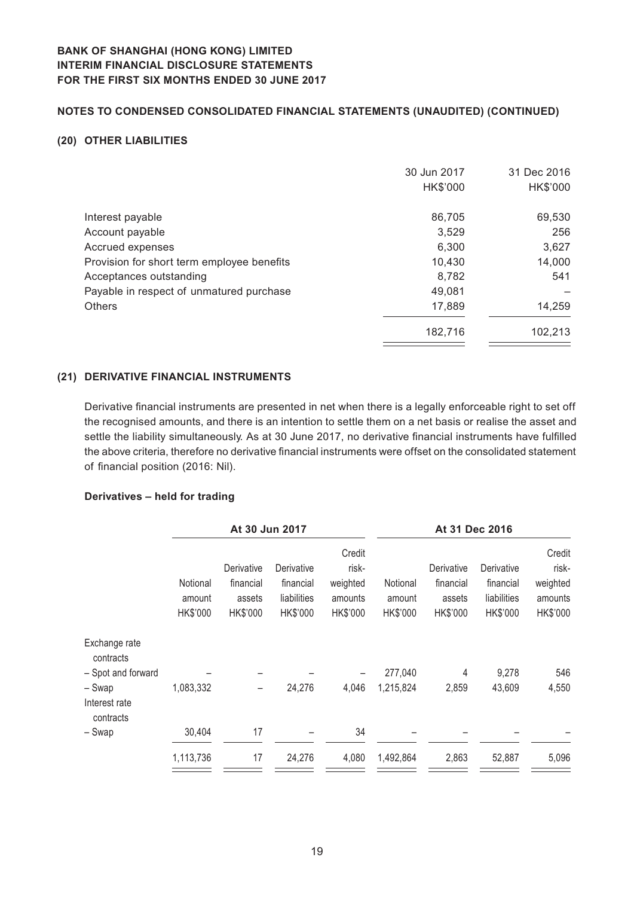**BANK OF SHANGHAI (HONG KONG) LIMITED**
**INTERIM FINANCIAL DISCLOSURE STATEMENTS**
**FOR THE FIRST SIX MONTHS ENDED 30 JUNE 2017**

**NOTES TO CONDENSED CONSOLIDATED FINANCIAL STATEMENTS (UNAUDITED) (CONTINUED)**

## (20) OTHER LIABILITIES

| | 30 Jun 2017 HK$'000 | 31 Dec 2016 HK$'000 |
|---|---|---|
| Interest payable | 86,705 | 69,530 |
| Account payable | 3,529 | 256 |
| Accrued expenses | 6,300 | 3,627 |
| Provision for short term employee benefits | 10,430 | 14,000 |
| Acceptances outstanding | 8,782 | 541 |
| Payable in respect of unmatured purchase | 49,081 | – |
| Others | 17,889 | 14,259 |
| | 182,716 | 102,213 |

## (21) DERIVATIVE FINANCIAL INSTRUMENTS

Derivative financial instruments are presented in net when there is a legally enforceable right to set off the recognised amounts, and there is an intention to settle them on a net basis or realise the asset and settle the liability simultaneously. As at 30 June 2017, no derivative financial instruments have fulfilled the above criteria, therefore no derivative financial instruments were offset on the consolidated statement of financial position (2016: Nil).

**Derivatives – held for trading**

| | At 30 Jun 2017 | | | | At 31 Dec 2016 | | | |
|---|---|---|---|---|---|---|---|---|
| | Notional amount HK$'000 | Derivative financial assets HK$'000 | Derivative financial liabilities HK$'000 | Credit risk-weighted amounts HK$'000 | Notional amount HK$'000 | Derivative financial assets HK$'000 | Derivative financial liabilities HK$'000 | Credit risk-weighted amounts HK$'000 |
| Exchange rate contracts | | | | | | | | |
| – Spot and forward | – | – | – | – | 277,040 | 4 | 9,278 | 546 |
| – Swap | 1,083,332 | – | 24,276 | 4,046 | 1,215,824 | 2,859 | 43,609 | 4,550 |
| Interest rate contracts | | | | | | | | |
| – Swap | 30,404 | 17 | – | 34 | – | – | – | – |
| | 1,113,736 | 17 | 24,276 | 4,080 | 1,492,864 | 2,863 | 52,887 | 5,096 |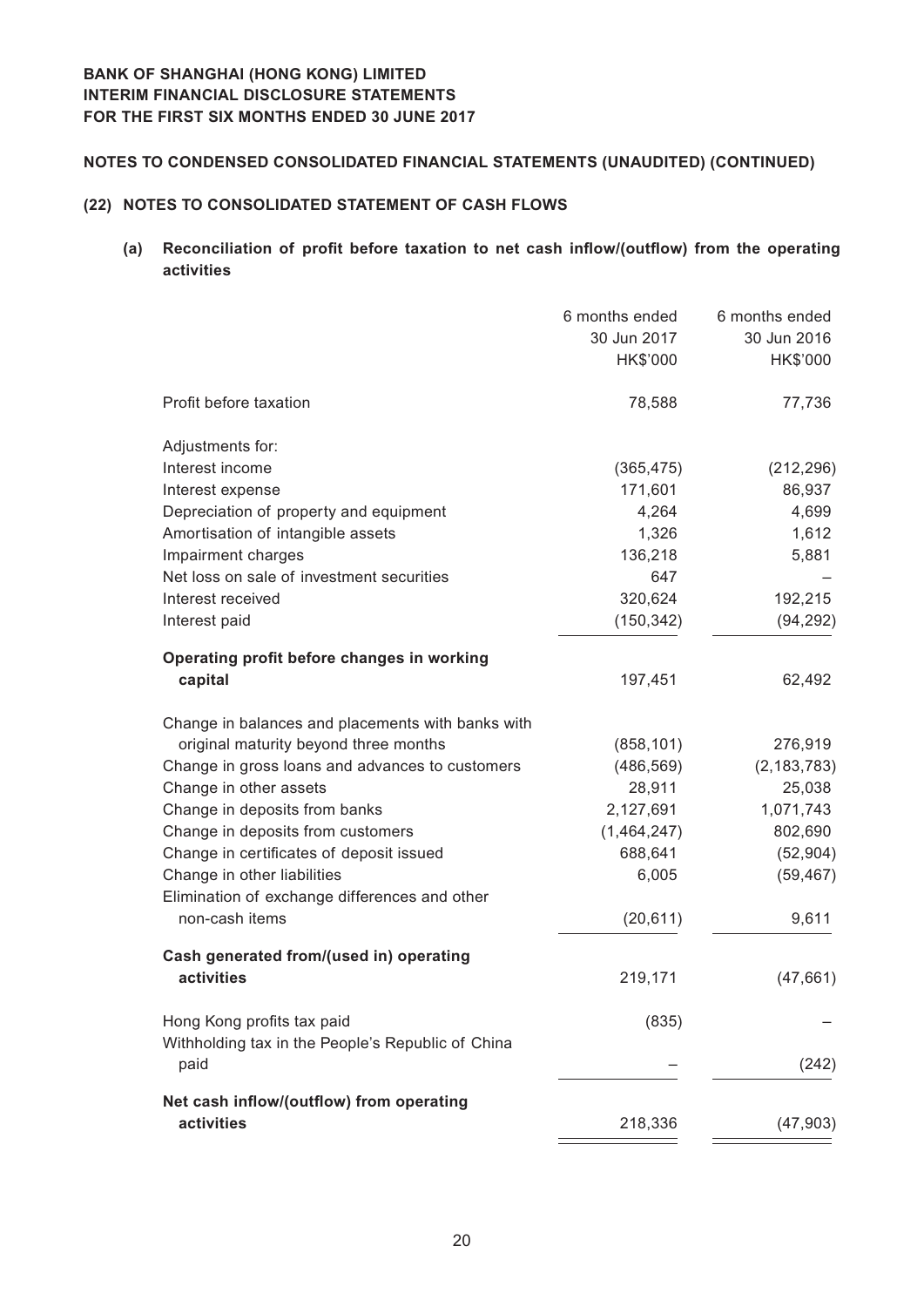**BANK OF SHANGHAI (HONG KONG) LIMITED**
**INTERIM FINANCIAL DISCLOSURE STATEMENTS**
**FOR THE FIRST SIX MONTHS ENDED 30 JUNE 2017**

**NOTES TO CONDENSED CONSOLIDATED FINANCIAL STATEMENTS (UNAUDITED) (CONTINUED)**

## (22) NOTES TO CONSOLIDATED STATEMENT OF CASH FLOWS

### (a) Reconciliation of profit before taxation to net cash inflow/(outflow) from the operating activities

| | 6 months ended 30 Jun 2017 HK$'000 | 6 months ended 30 Jun 2016 HK$'000 |
|---|---|---|
| Profit before taxation | 78,588 | 77,736 |
| Adjustments for: | | |
| Interest income | (365,475) | (212,296) |
| Interest expense | 171,601 | 86,937 |
| Depreciation of property and equipment | 4,264 | 4,699 |
| Amortisation of intangible assets | 1,326 | 1,612 |
| Impairment charges | 136,218 | 5,881 |
| Net loss on sale of investment securities | 647 | – |
| Interest received | 320,624 | 192,215 |
| Interest paid | (150,342) | (94,292) |
| **Operating profit before changes in working capital** | 197,451 | 62,492 |
| Change in balances and placements with banks with original maturity beyond three months | (858,101) | 276,919 |
| Change in gross loans and advances to customers | (486,569) | (2,183,783) |
| Change in other assets | 28,911 | 25,038 |
| Change in deposits from banks | 2,127,691 | 1,071,743 |
| Change in deposits from customers | (1,464,247) | 802,690 |
| Change in certificates of deposit issued | 688,641 | (52,904) |
| Change in other liabilities | 6,005 | (59,467) |
| Elimination of exchange differences and other non-cash items | (20,611) | 9,611 |
| **Cash generated from/(used in) operating activities** | 219,171 | (47,661) |
| Hong Kong profits tax paid | (835) | – |
| Withholding tax in the People's Republic of China paid | – | (242) |
| **Net cash inflow/(outflow) from operating activities** | 218,336 | (47,903) |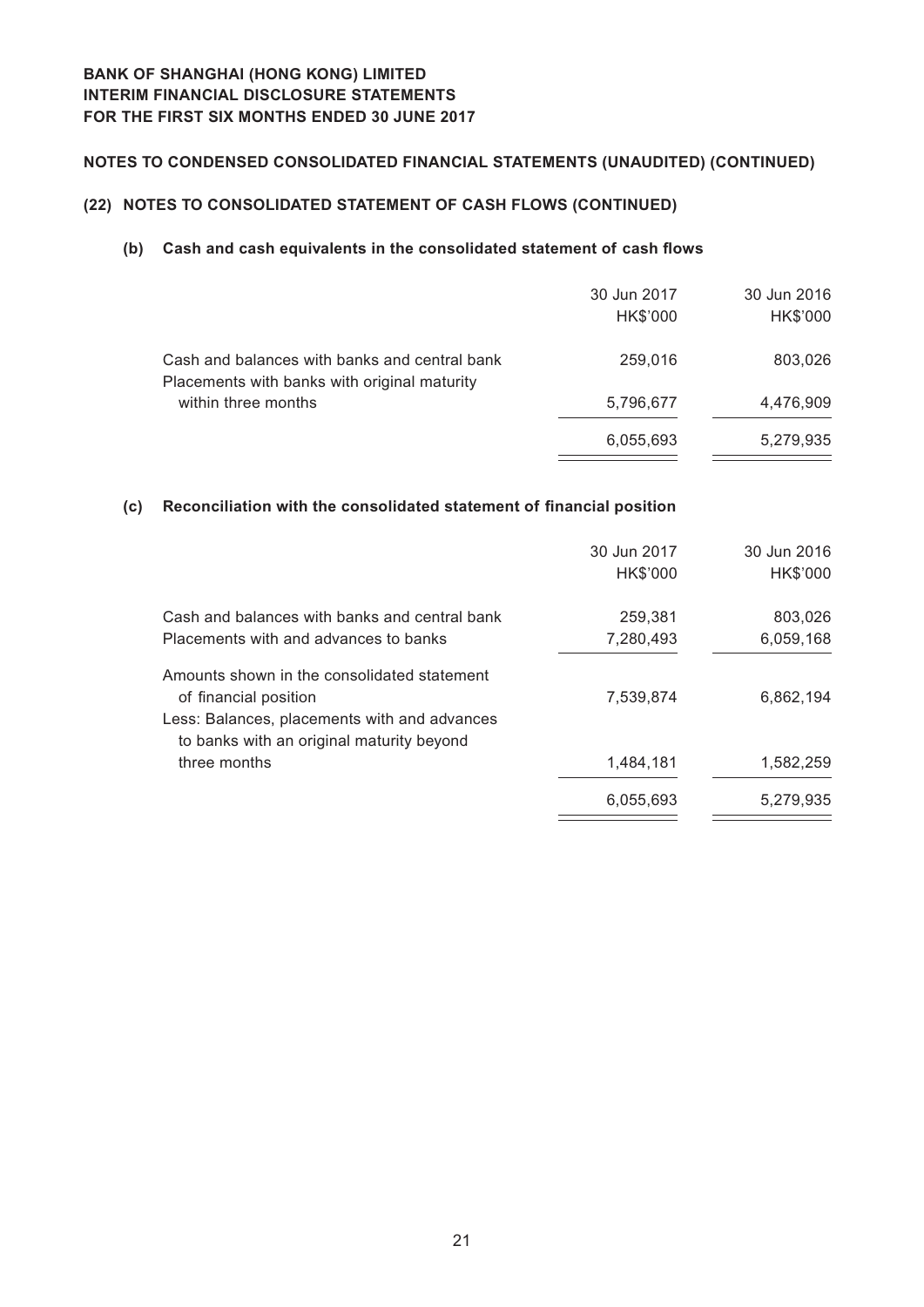# BANK OF SHANGHAI (HONG KONG) LIMITED
# INTERIM FINANCIAL DISCLOSURE STATEMENTS
# FOR THE FIRST SIX MONTHS ENDED 30 JUNE 2017

## NOTES TO CONDENSED CONSOLIDATED FINANCIAL STATEMENTS (UNAUDITED) (CONTINUED)

### (22) NOTES TO CONSOLIDATED STATEMENT OF CASH FLOWS (CONTINUED)

#### (b) Cash and cash equivalents in the consolidated statement of cash flows

| | 30 Jun 2017<br>HK$'000 | 30 Jun 2016<br>HK$'000 |
|---|---|---|
| Cash and balances with banks and central bank | 259,016 | 803,026 |
| Placements with banks with original maturity within three months | 5,796,677 | 4,476,909 |
| | 6,055,693 | 5,279,935 |

#### (c) Reconciliation with the consolidated statement of financial position

| | 30 Jun 2017<br>HK$'000 | 30 Jun 2016<br>HK$'000 |
|---|---|---|
| Cash and balances with banks and central bank | 259,381 | 803,026 |
| Placements with and advances to banks | 7,280,493 | 6,059,168 |
| Amounts shown in the consolidated statement of financial position | 7,539,874 | 6,862,194 |
| Less: Balances, placements with and advances to banks with an original maturity beyond three months | 1,484,181 | 1,582,259 |
| | 6,055,693 | 5,279,935 |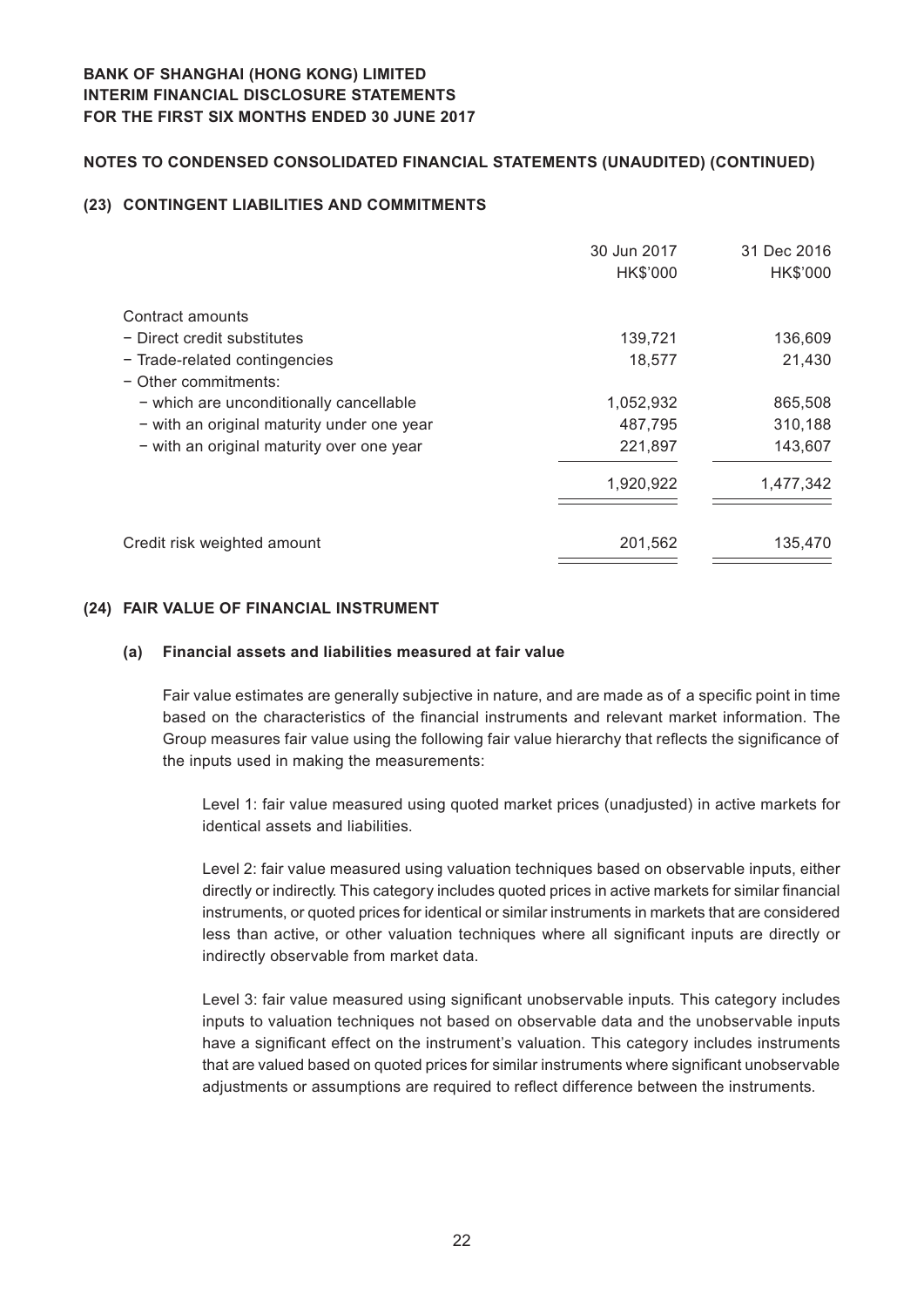# BANK OF SHANGHAI (HONG KONG) LIMITED
# INTERIM FINANCIAL DISCLOSURE STATEMENTS
# FOR THE FIRST SIX MONTHS ENDED 30 JUNE 2017

## NOTES TO CONDENSED CONSOLIDATED FINANCIAL STATEMENTS (UNAUDITED) (CONTINUED)

### (23) CONTINGENT LIABILITIES AND COMMITMENTS

| | 30 Jun 2017<br>HK$'000 | 31 Dec 2016<br>HK$'000 |
|---|---|---|
| Contract amounts | | |
| − Direct credit substitutes | 139,721 | 136,609 |
| − Trade-related contingencies | 18,577 | 21,430 |
| − Other commitments: | | |
| − which are unconditionally cancellable | 1,052,932 | 865,508 |
| − with an original maturity under one year | 487,795 | 310,188 |
| − with an original maturity over one year | 221,897 | 143,607 |
| | 1,920,922 | 1,477,342 |
| Credit risk weighted amount | 201,562 | 135,470 |

### (24) FAIR VALUE OF FINANCIAL INSTRUMENT

#### (a) Financial assets and liabilities measured at fair value

Fair value estimates are generally subjective in nature, and are made as of a specific point in time based on the characteristics of the financial instruments and relevant market information. The Group measures fair value using the following fair value hierarchy that reflects the significance of the inputs used in making the measurements:

Level 1: fair value measured using quoted market prices (unadjusted) in active markets for identical assets and liabilities.

Level 2: fair value measured using valuation techniques based on observable inputs, either directly or indirectly. This category includes quoted prices in active markets for similar financial instruments, or quoted prices for identical or similar instruments in markets that are considered less than active, or other valuation techniques where all significant inputs are directly or indirectly observable from market data.

Level 3: fair value measured using significant unobservable inputs. This category includes inputs to valuation techniques not based on observable data and the unobservable inputs have a significant effect on the instrument's valuation. This category includes instruments that are valued based on quoted prices for similar instruments where significant unobservable adjustments or assumptions are required to reflect difference between the instruments.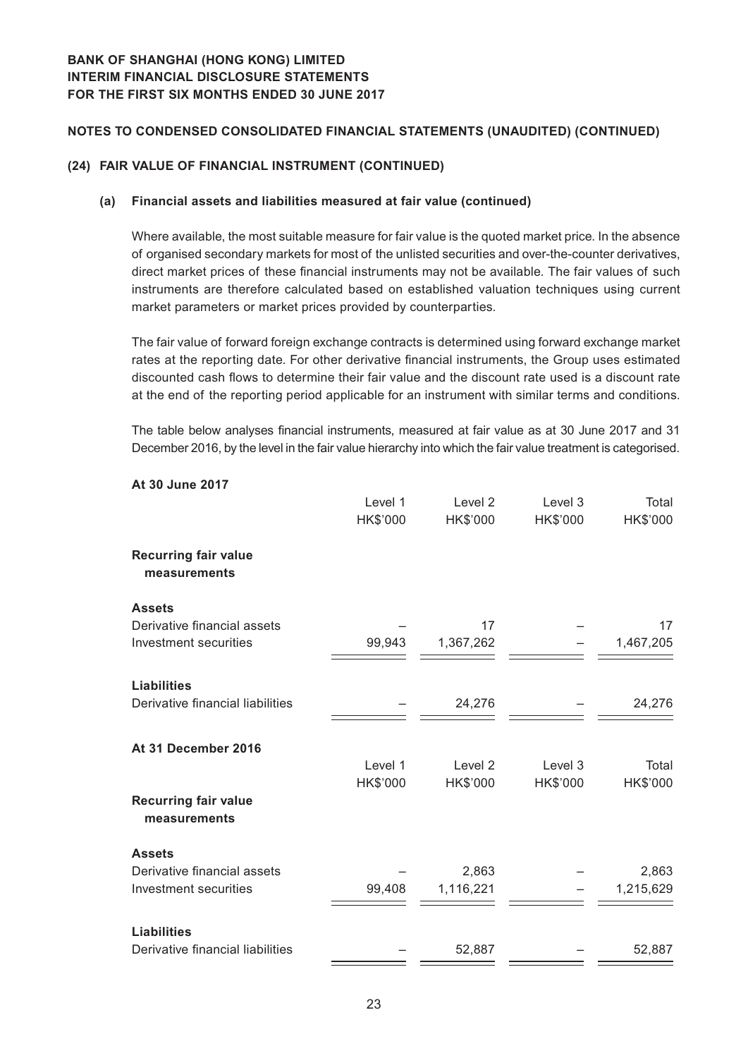# BANK OF SHANGHAI (HONG KONG) LIMITED
# INTERIM FINANCIAL DISCLOSURE STATEMENTS
# FOR THE FIRST SIX MONTHS ENDED 30 JUNE 2017

## NOTES TO CONDENSED CONSOLIDATED FINANCIAL STATEMENTS (UNAUDITED) (CONTINUED)

### (24) FAIR VALUE OF FINANCIAL INSTRUMENT (CONTINUED)

#### (a) Financial assets and liabilities measured at fair value (continued)

Where available, the most suitable measure for fair value is the quoted market price. In the absence of organised secondary markets for most of the unlisted securities and over-the-counter derivatives, direct market prices of these financial instruments may not be available. The fair values of such instruments are therefore calculated based on established valuation techniques using current market parameters or market prices provided by counterparties.

The fair value of forward foreign exchange contracts is determined using forward exchange market rates at the reporting date. For other derivative financial instruments, the Group uses estimated discounted cash flows to determine their fair value and the discount rate used is a discount rate at the end of the reporting period applicable for an instrument with similar terms and conditions.

The table below analyses financial instruments, measured at fair value as at 30 June 2017 and 31 December 2016, by the level in the fair value hierarchy into which the fair value treatment is categorised.

**At 30 June 2017**

| | Level 1 HK$'000 | Level 2 HK$'000 | Level 3 HK$'000 | Total HK$'000 |
|---|---|---|---|---|
| **Recurring fair value measurements** | | | | |
| **Assets** | | | | |
| Derivative financial assets | – | 17 | – | 17 |
| Investment securities | 99,943 | 1,367,262 | – | 1,467,205 |
| **Liabilities** | | | | |
| Derivative financial liabilities | – | 24,276 | – | 24,276 |

**At 31 December 2016**

| | Level 1 HK$'000 | Level 2 HK$'000 | Level 3 HK$'000 | Total HK$'000 |
|---|---|---|---|---|
| **Recurring fair value measurements** | | | | |
| **Assets** | | | | |
| Derivative financial assets | – | 2,863 | – | 2,863 |
| Investment securities | 99,408 | 1,116,221 | – | 1,215,629 |
| **Liabilities** | | | | |
| Derivative financial liabilities | – | 52,887 | – | 52,887 |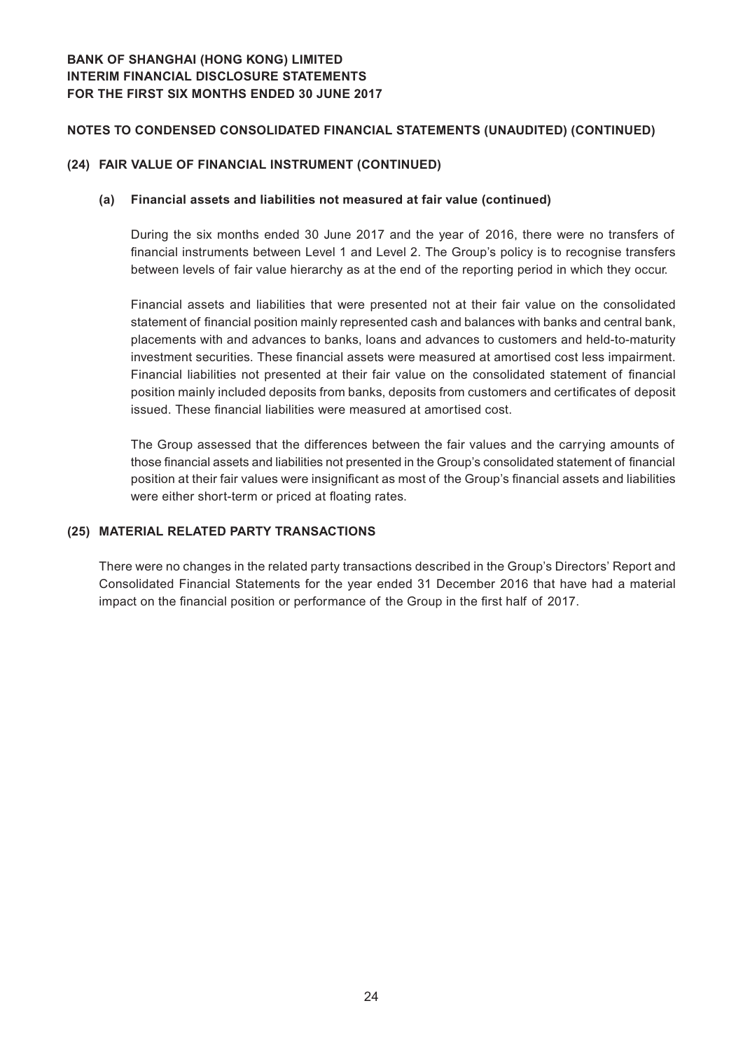## NOTES TO CONDENSED CONSOLIDATED FINANCIAL STATEMENTS (UNAUDITED) (CONTINUED)

### (24) FAIR VALUE OF FINANCIAL INSTRUMENT (CONTINUED)

#### (a) Financial assets and liabilities not measured at fair value (continued)

During the six months ended 30 June 2017 and the year of 2016, there were no transfers of financial instruments between Level 1 and Level 2. The Group's policy is to recognise transfers between levels of fair value hierarchy as at the end of the reporting period in which they occur.

Financial assets and liabilities that were presented not at their fair value on the consolidated statement of financial position mainly represented cash and balances with banks and central bank, placements with and advances to banks, loans and advances to customers and held-to-maturity investment securities. These financial assets were measured at amortised cost less impairment. Financial liabilities not presented at their fair value on the consolidated statement of financial position mainly included deposits from banks, deposits from customers and certificates of deposit issued. These financial liabilities were measured at amortised cost.

The Group assessed that the differences between the fair values and the carrying amounts of those financial assets and liabilities not presented in the Group's consolidated statement of financial position at their fair values were insignificant as most of the Group's financial assets and liabilities were either short-term or priced at floating rates.

### (25) MATERIAL RELATED PARTY TRANSACTIONS

There were no changes in the related party transactions described in the Group's Directors' Report and Consolidated Financial Statements for the year ended 31 December 2016 that have had a material impact on the financial position or performance of the Group in the first half of 2017.